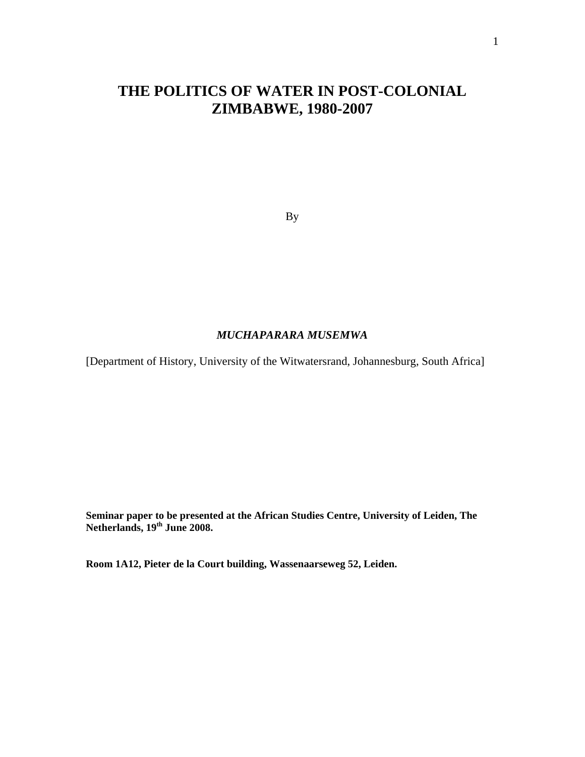# THE POLITICS OF WATER IN POST-COLONIAL ZIMBABWE, 1980-2007

By

***MUCHAPARARA MUSEMWA***

[Department of History, University of the Witwatersrand, Johannesburg, South Africa]

**Seminar paper to be presented at the African Studies Centre, University of Leiden, The Netherlands, 19th June 2008.**

**Room 1A12, Pieter de la Court building, Wassenaarseweg 52, Leiden.**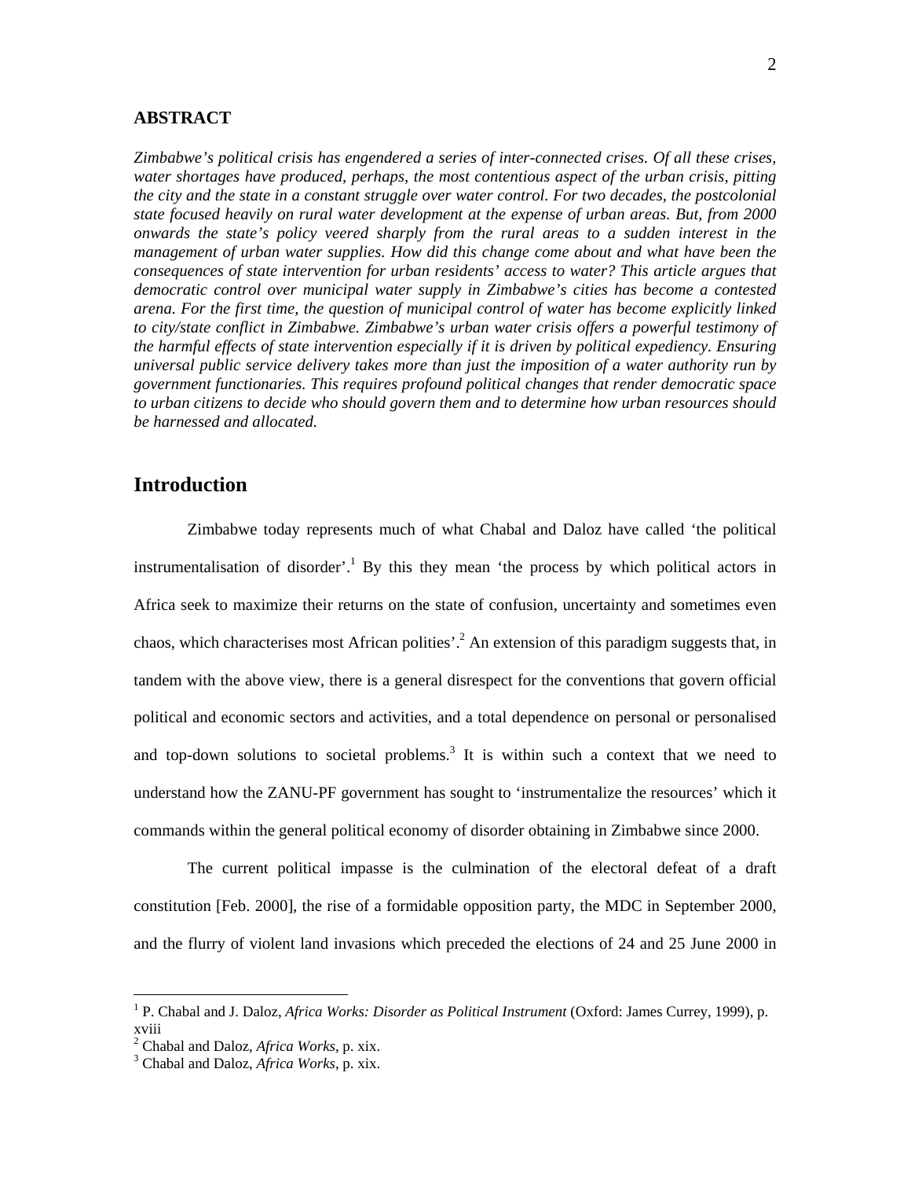## ABSTRACT

*Zimbabwe's political crisis has engendered a series of inter-connected crises. Of all these crises, water shortages have produced, perhaps, the most contentious aspect of the urban crisis, pitting the city and the state in a constant struggle over water control. For two decades, the postcolonial state focused heavily on rural water development at the expense of urban areas. But, from 2000 onwards the state's policy veered sharply from the rural areas to a sudden interest in the management of urban water supplies. How did this change come about and what have been the consequences of state intervention for urban residents' access to water? This article argues that democratic control over municipal water supply in Zimbabwe's cities has become a contested arena. For the first time, the question of municipal control of water has become explicitly linked to city/state conflict in Zimbabwe. Zimbabwe's urban water crisis offers a powerful testimony of the harmful effects of state intervention especially if it is driven by political expediency. Ensuring universal public service delivery takes more than just the imposition of a water authority run by government functionaries. This requires profound political changes that render democratic space to urban citizens to decide who should govern them and to determine how urban resources should be harnessed and allocated.*

## Introduction

Zimbabwe today represents much of what Chabal and Daloz have called 'the political instrumentalisation of disorder'.[1] By this they mean 'the process by which political actors in Africa seek to maximize their returns on the state of confusion, uncertainty and sometimes even chaos, which characterises most African polities'.[2] An extension of this paradigm suggests that, in tandem with the above view, there is a general disrespect for the conventions that govern official political and economic sectors and activities, and a total dependence on personal or personalised and top-down solutions to societal problems.[3] It is within such a context that we need to understand how the ZANU-PF government has sought to 'instrumentalize the resources' which it commands within the general political economy of disorder obtaining in Zimbabwe since 2000.

The current political impasse is the culmination of the electoral defeat of a draft constitution [Feb. 2000], the rise of a formidable opposition party, the MDC in September 2000, and the flurry of violent land invasions which preceded the elections of 24 and 25 June 2000 in

---

[1] P. Chabal and J. Daloz, *Africa Works: Disorder as Political Instrument* (Oxford: James Currey, 1999), p. xviii

[2] Chabal and Daloz, *Africa Works*, p. xix.

[3] Chabal and Daloz, *Africa Works*, p. xix.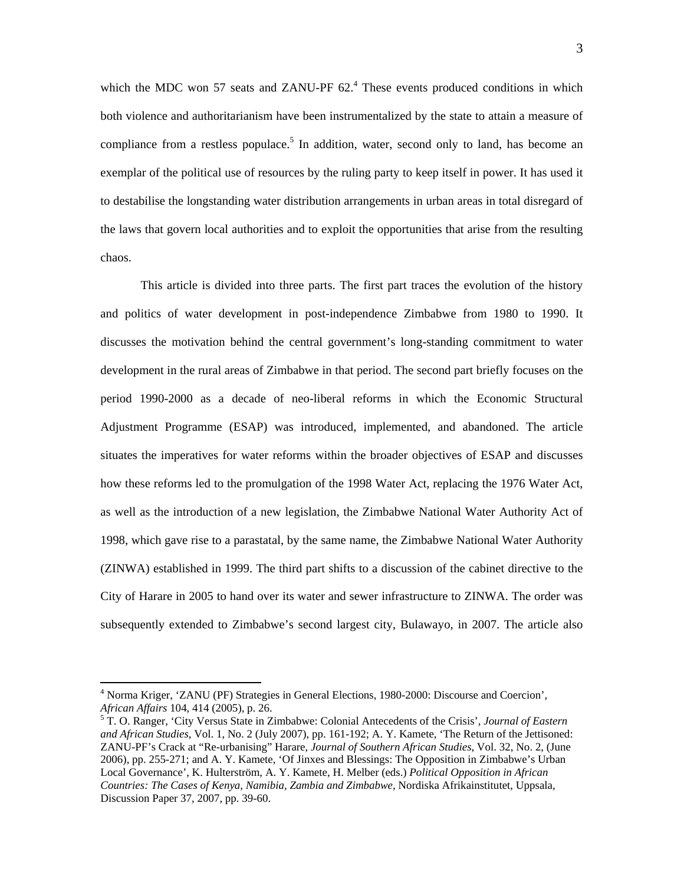which the MDC won 57 seats and ZANU-PF 62.[4] These events produced conditions in which both violence and authoritarianism have been instrumentalized by the state to attain a measure of compliance from a restless populace.[5] In addition, water, second only to land, has become an exemplar of the political use of resources by the ruling party to keep itself in power. It has used it to destabilise the longstanding water distribution arrangements in urban areas in total disregard of the laws that govern local authorities and to exploit the opportunities that arise from the resulting chaos.

This article is divided into three parts. The first part traces the evolution of the history and politics of water development in post-independence Zimbabwe from 1980 to 1990. It discusses the motivation behind the central government's long-standing commitment to water development in the rural areas of Zimbabwe in that period. The second part briefly focuses on the period 1990-2000 as a decade of neo-liberal reforms in which the Economic Structural Adjustment Programme (ESAP) was introduced, implemented, and abandoned. The article situates the imperatives for water reforms within the broader objectives of ESAP and discusses how these reforms led to the promulgation of the 1998 Water Act, replacing the 1976 Water Act, as well as the introduction of a new legislation, the Zimbabwe National Water Authority Act of 1998, which gave rise to a parastatal, by the same name, the Zimbabwe National Water Authority (ZINWA) established in 1999. The third part shifts to a discussion of the cabinet directive to the City of Harare in 2005 to hand over its water and sewer infrastructure to ZINWA. The order was subsequently extended to Zimbabwe's second largest city, Bulawayo, in 2007. The article also

---

[4] Norma Kriger, 'ZANU (PF) Strategies in General Elections, 1980-2000: Discourse and Coercion', *African Affairs* 104, 414 (2005), p. 26.

[5] T. O. Ranger, 'City Versus State in Zimbabwe: Colonial Antecedents of the Crisis', *Journal of Eastern and African Studies*, Vol. 1, No. 2 (July 2007), pp. 161-192; A. Y. Kamete, 'The Return of the Jettisoned: ZANU-PF's Crack at "Re-urbanising" Harare, *Journal of Southern African Studies*, Vol. 32, No. 2, (June 2006), pp. 255-271; and A. Y. Kamete, 'Of Jinxes and Blessings: The Opposition in Zimbabwe's Urban Local Governance', K. Hulterström, A. Y. Kamete, H. Melber (eds.) *Political Opposition in African Countries: The Cases of Kenya, Namibia, Zambia and Zimbabwe*, Nordiska Afrikainstitutet, Uppsala, Discussion Paper 37, 2007, pp. 39-60.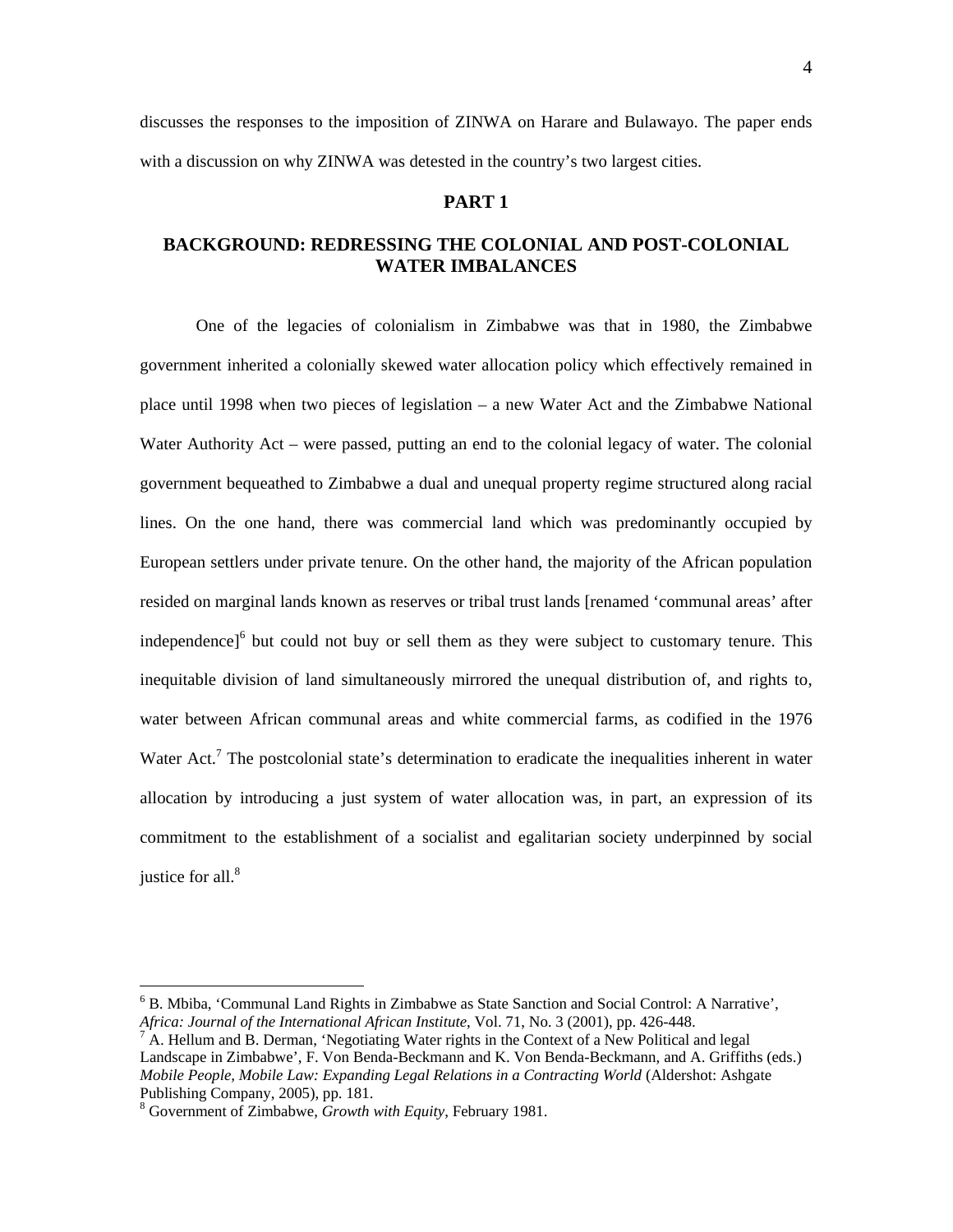discusses the responses to the imposition of ZINWA on Harare and Bulawayo. The paper ends with a discussion on why ZINWA was detested in the country's two largest cities.

## PART 1

## BACKGROUND: REDRESSING THE COLONIAL AND POST-COLONIAL WATER IMBALANCES

One of the legacies of colonialism in Zimbabwe was that in 1980, the Zimbabwe government inherited a colonially skewed water allocation policy which effectively remained in place until 1998 when two pieces of legislation – a new Water Act and the Zimbabwe National Water Authority Act – were passed, putting an end to the colonial legacy of water. The colonial government bequeathed to Zimbabwe a dual and unequal property regime structured along racial lines. On the one hand, there was commercial land which was predominantly occupied by European settlers under private tenure. On the other hand, the majority of the African population resided on marginal lands known as reserves or tribal trust lands [renamed 'communal areas' after independence][6] but could not buy or sell them as they were subject to customary tenure. This inequitable division of land simultaneously mirrored the unequal distribution of, and rights to, water between African communal areas and white commercial farms, as codified in the 1976 Water Act.[7] The postcolonial state's determination to eradicate the inequalities inherent in water allocation by introducing a just system of water allocation was, in part, an expression of its commitment to the establishment of a socialist and egalitarian society underpinned by social justice for all.[8]

---

[6] B. Mbiba, 'Communal Land Rights in Zimbabwe as State Sanction and Social Control: A Narrative', *Africa: Journal of the International African Institute*, Vol. 71, No. 3 (2001), pp. 426-448.

[7] A. Hellum and B. Derman, 'Negotiating Water rights in the Context of a New Political and legal Landscape in Zimbabwe', F. Von Benda-Beckmann and K. Von Benda-Beckmann, and A. Griffiths (eds.) *Mobile People, Mobile Law: Expanding Legal Relations in a Contracting World* (Aldershot: Ashgate Publishing Company, 2005), pp. 181.

[8] Government of Zimbabwe, *Growth with Equity*, February 1981.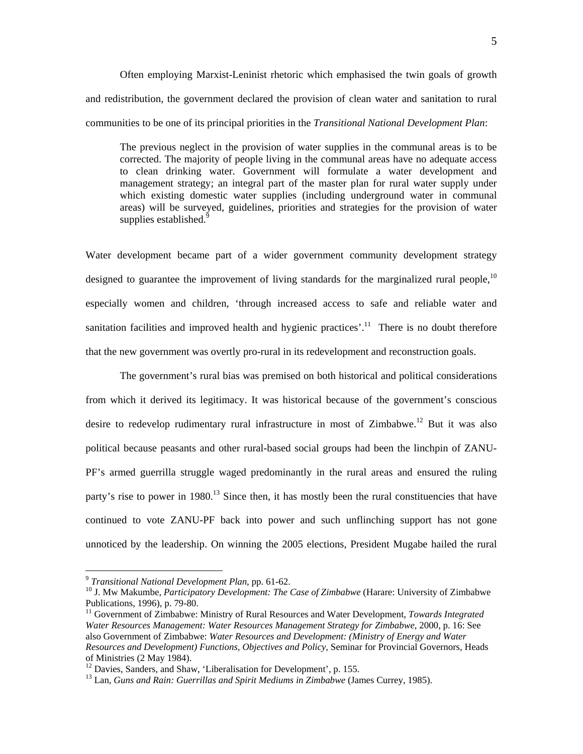Often employing Marxist-Leninist rhetoric which emphasised the twin goals of growth and redistribution, the government declared the provision of clean water and sanitation to rural communities to be one of its principal priorities in the *Transitional National Development Plan*:

> The previous neglect in the provision of water supplies in the communal areas is to be corrected. The majority of people living in the communal areas have no adequate access to clean drinking water. Government will formulate a water development and management strategy; an integral part of the master plan for rural water supply under which existing domestic water supplies (including underground water in communal areas) will be surveyed, guidelines, priorities and strategies for the provision of water supplies established.[9]

Water development became part of a wider government community development strategy designed to guarantee the improvement of living standards for the marginalized rural people,[10] especially women and children, 'through increased access to safe and reliable water and sanitation facilities and improved health and hygienic practices'.[11] There is no doubt therefore that the new government was overtly pro-rural in its redevelopment and reconstruction goals.

The government's rural bias was premised on both historical and political considerations from which it derived its legitimacy. It was historical because of the government's conscious desire to redevelop rudimentary rural infrastructure in most of Zimbabwe.[12] But it was also political because peasants and other rural-based social groups had been the linchpin of ZANU-PF's armed guerrilla struggle waged predominantly in the rural areas and ensured the ruling party's rise to power in 1980.[13] Since then, it has mostly been the rural constituencies that have continued to vote ZANU-PF back into power and such unflinching support has not gone unnoticed by the leadership. On winning the 2005 elections, President Mugabe hailed the rural

---

[9] *Transitional National Development Plan*, pp. 61-62.

[10] J. Mw Makumbe, *Participatory Development: The Case of Zimbabwe* (Harare: University of Zimbabwe Publications, 1996), p. 79-80.

[11] Government of Zimbabwe: Ministry of Rural Resources and Water Development, *Towards Integrated Water Resources Management: Water Resources Management Strategy for Zimbabwe*, 2000, p. 16: See also Government of Zimbabwe: *Water Resources and Development: (Ministry of Energy and Water Resources and Development) Functions, Objectives and Policy*, Seminar for Provincial Governors, Heads of Ministries (2 May 1984).

[12] Davies, Sanders, and Shaw, 'Liberalisation for Development', p. 155.

[13] Lan, *Guns and Rain: Guerrillas and Spirit Mediums in Zimbabwe* (James Currey, 1985).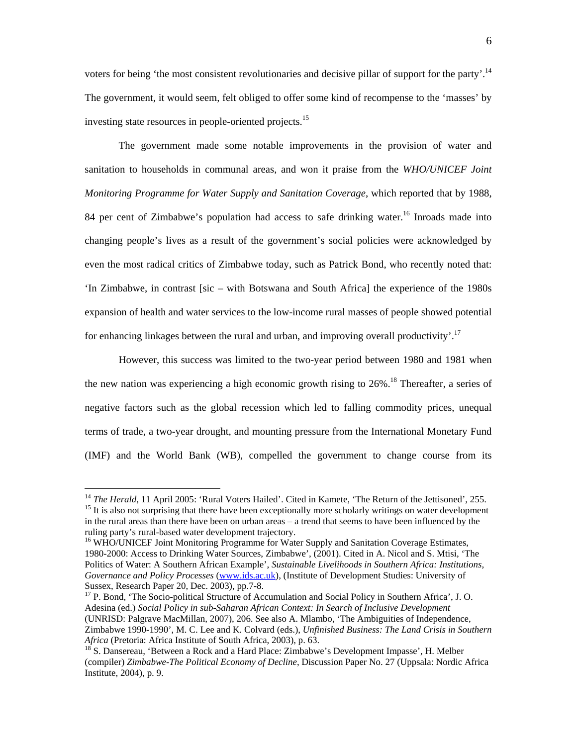voters for being 'the most consistent revolutionaries and decisive pillar of support for the party'.[14] The government, it would seem, felt obliged to offer some kind of recompense to the 'masses' by investing state resources in people-oriented projects.[15]

The government made some notable improvements in the provision of water and sanitation to households in communal areas, and won it praise from the *WHO/UNICEF Joint Monitoring Programme for Water Supply and Sanitation Coverage*, which reported that by 1988, 84 per cent of Zimbabwe's population had access to safe drinking water.[16] Inroads made into changing people's lives as a result of the government's social policies were acknowledged by even the most radical critics of Zimbabwe today, such as Patrick Bond, who recently noted that: 'In Zimbabwe, in contrast [sic – with Botswana and South Africa] the experience of the 1980s expansion of health and water services to the low-income rural masses of people showed potential for enhancing linkages between the rural and urban, and improving overall productivity'.[17]

However, this success was limited to the two-year period between 1980 and 1981 when the new nation was experiencing a high economic growth rising to 26%.[18] Thereafter, a series of negative factors such as the global recession which led to falling commodity prices, unequal terms of trade, a two-year drought, and mounting pressure from the International Monetary Fund (IMF) and the World Bank (WB), compelled the government to change course from its

---

[14] *The Herald*, 11 April 2005: 'Rural Voters Hailed'. Cited in Kamete, 'The Return of the Jettisoned', 255.

[15] It is also not surprising that there have been exceptionally more scholarly writings on water development in the rural areas than there have been on urban areas – a trend that seems to have been influenced by the ruling party's rural-based water development trajectory.

[16] WHO/UNICEF Joint Monitoring Programme for Water Supply and Sanitation Coverage Estimates, 1980-2000: Access to Drinking Water Sources, Zimbabwe', (2001). Cited in A. Nicol and S. Mtisi, 'The Politics of Water: A Southern African Example', *Sustainable Livelihoods in Southern Africa: Institutions, Governance and Policy Processes* (www.ids.ac.uk), (Institute of Development Studies: University of Sussex, Research Paper 20, Dec. 2003), pp.7-8.

[17] P. Bond, 'The Socio-political Structure of Accumulation and Social Policy in Southern Africa', J. O. Adesina (ed.) *Social Policy in sub-Saharan African Context: In Search of Inclusive Development* (UNRISD: Palgrave MacMillan, 2007), 206. See also A. Mlambo, 'The Ambiguities of Independence, Zimbabwe 1990-1990', M. C. Lee and K. Colvard (eds.), *Unfinished Business: The Land Crisis in Southern Africa* (Pretoria: Africa Institute of South Africa, 2003), p. 63.

[18] S. Dansereau, 'Between a Rock and a Hard Place: Zimbabwe's Development Impasse', H. Melber (compiler) *Zimbabwe-The Political Economy of Decline*, Discussion Paper No. 27 (Uppsala: Nordic Africa Institute, 2004), p. 9.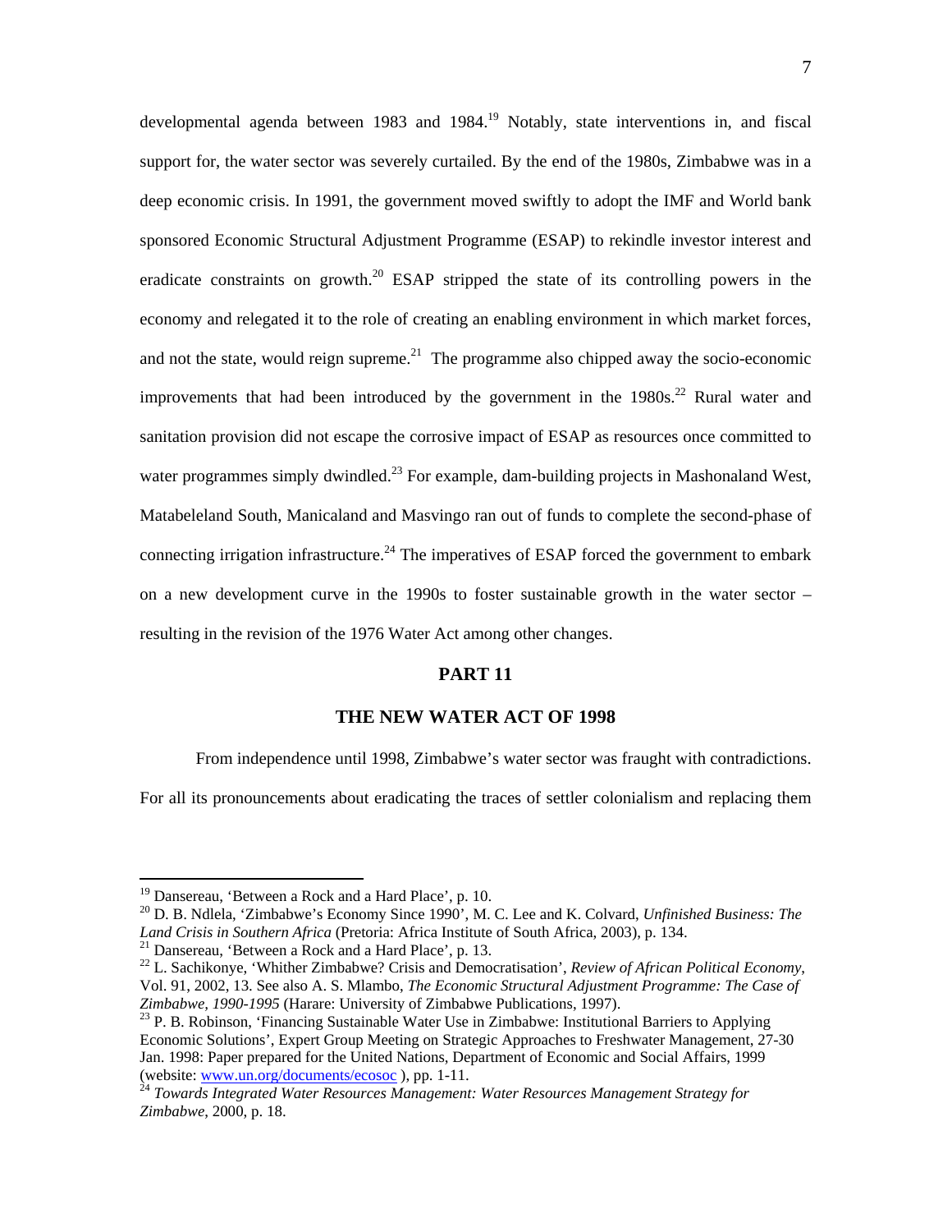developmental agenda between 1983 and 1984.[19] Notably, state interventions in, and fiscal support for, the water sector was severely curtailed. By the end of the 1980s, Zimbabwe was in a deep economic crisis. In 1991, the government moved swiftly to adopt the IMF and World bank sponsored Economic Structural Adjustment Programme (ESAP) to rekindle investor interest and eradicate constraints on growth.[20] ESAP stripped the state of its controlling powers in the economy and relegated it to the role of creating an enabling environment in which market forces, and not the state, would reign supreme.[21] The programme also chipped away the socio-economic improvements that had been introduced by the government in the 1980s.[22] Rural water and sanitation provision did not escape the corrosive impact of ESAP as resources once committed to water programmes simply dwindled.[23] For example, dam-building projects in Mashonaland West, Matabeleland South, Manicaland and Masvingo ran out of funds to complete the second-phase of connecting irrigation infrastructure.[24] The imperatives of ESAP forced the government to embark on a new development curve in the 1990s to foster sustainable growth in the water sector – resulting in the revision of the 1976 Water Act among other changes.

## PART 11

## THE NEW WATER ACT OF 1998

From independence until 1998, Zimbabwe's water sector was fraught with contradictions. For all its pronouncements about eradicating the traces of settler colonialism and replacing them

---

[19] Dansereau, 'Between a Rock and a Hard Place', p. 10.

[20] D. B. Ndlela, 'Zimbabwe's Economy Since 1990', M. C. Lee and K. Colvard, *Unfinished Business: The Land Crisis in Southern Africa* (Pretoria: Africa Institute of South Africa, 2003), p. 134.

[21] Dansereau, 'Between a Rock and a Hard Place', p. 13.

[22] L. Sachikonye, 'Whither Zimbabwe? Crisis and Democratisation', *Review of African Political Economy*, Vol. 91, 2002, 13. See also A. S. Mlambo, *The Economic Structural Adjustment Programme: The Case of Zimbabwe, 1990-1995* (Harare: University of Zimbabwe Publications, 1997).

[23] P. B. Robinson, 'Financing Sustainable Water Use in Zimbabwe: Institutional Barriers to Applying Economic Solutions', Expert Group Meeting on Strategic Approaches to Freshwater Management, 27-30 Jan. 1998: Paper prepared for the United Nations, Department of Economic and Social Affairs, 1999 (website: www.un.org/documents/ecosoc ), pp. 1-11.

[24] *Towards Integrated Water Resources Management: Water Resources Management Strategy for Zimbabwe*, 2000, p. 18.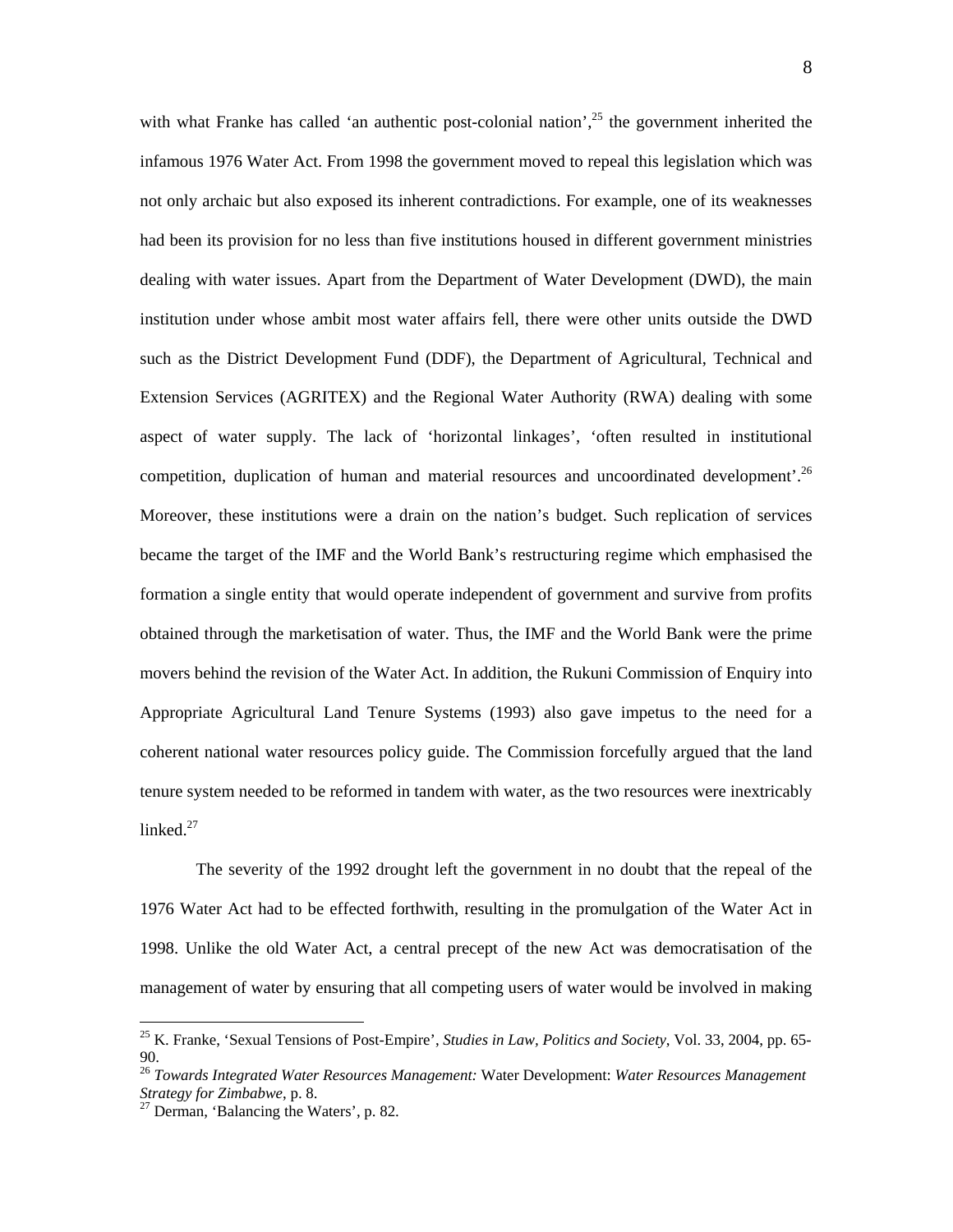with what Franke has called 'an authentic post-colonial nation',[25] the government inherited the infamous 1976 Water Act. From 1998 the government moved to repeal this legislation which was not only archaic but also exposed its inherent contradictions. For example, one of its weaknesses had been its provision for no less than five institutions housed in different government ministries dealing with water issues. Apart from the Department of Water Development (DWD), the main institution under whose ambit most water affairs fell, there were other units outside the DWD such as the District Development Fund (DDF), the Department of Agricultural, Technical and Extension Services (AGRITEX) and the Regional Water Authority (RWA) dealing with some aspect of water supply. The lack of 'horizontal linkages', 'often resulted in institutional competition, duplication of human and material resources and uncoordinated development'.[26] Moreover, these institutions were a drain on the nation's budget. Such replication of services became the target of the IMF and the World Bank's restructuring regime which emphasised the formation a single entity that would operate independent of government and survive from profits obtained through the marketisation of water. Thus, the IMF and the World Bank were the prime movers behind the revision of the Water Act. In addition, the Rukuni Commission of Enquiry into Appropriate Agricultural Land Tenure Systems (1993) also gave impetus to the need for a coherent national water resources policy guide. The Commission forcefully argued that the land tenure system needed to be reformed in tandem with water, as the two resources were inextricably linked.[27]

The severity of the 1992 drought left the government in no doubt that the repeal of the 1976 Water Act had to be effected forthwith, resulting in the promulgation of the Water Act in 1998. Unlike the old Water Act, a central precept of the new Act was democratisation of the management of water by ensuring that all competing users of water would be involved in making

---

[25] K. Franke, 'Sexual Tensions of Post-Empire', *Studies in Law, Politics and Society*, Vol. 33, 2004, pp. 65-90.

[26] *Towards Integrated Water Resources Management:* Water Development: *Water Resources Management Strategy for Zimbabwe*, p. 8.

[27] Derman, 'Balancing the Waters', p. 82.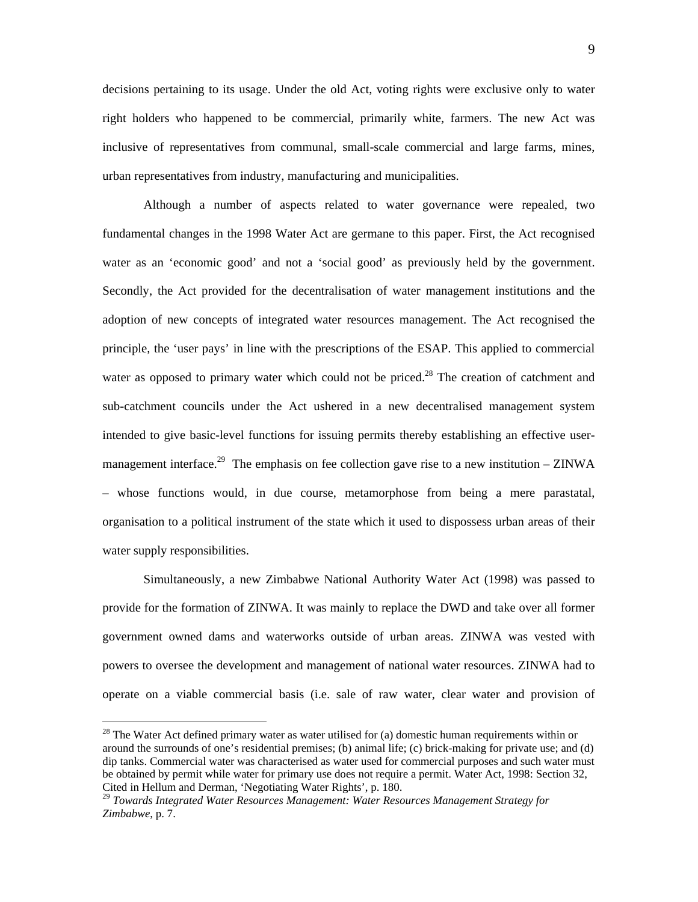decisions pertaining to its usage. Under the old Act, voting rights were exclusive only to water right holders who happened to be commercial, primarily white, farmers. The new Act was inclusive of representatives from communal, small-scale commercial and large farms, mines, urban representatives from industry, manufacturing and municipalities.

Although a number of aspects related to water governance were repealed, two fundamental changes in the 1998 Water Act are germane to this paper. First, the Act recognised water as an 'economic good' and not a 'social good' as previously held by the government. Secondly, the Act provided for the decentralisation of water management institutions and the adoption of new concepts of integrated water resources management. The Act recognised the principle, the 'user pays' in line with the prescriptions of the ESAP. This applied to commercial water as opposed to primary water which could not be priced.[28] The creation of catchment and sub-catchment councils under the Act ushered in a new decentralised management system intended to give basic-level functions for issuing permits thereby establishing an effective user-management interface.[29] The emphasis on fee collection gave rise to a new institution – ZINWA – whose functions would, in due course, metamorphose from being a mere parastatal, organisation to a political instrument of the state which it used to dispossess urban areas of their water supply responsibilities.

Simultaneously, a new Zimbabwe National Authority Water Act (1998) was passed to provide for the formation of ZINWA. It was mainly to replace the DWD and take over all former government owned dams and waterworks outside of urban areas. ZINWA was vested with powers to oversee the development and management of national water resources. ZINWA had to operate on a viable commercial basis (i.e. sale of raw water, clear water and provision of

---

[28] The Water Act defined primary water as water utilised for (a) domestic human requirements within or around the surrounds of one's residential premises; (b) animal life; (c) brick-making for private use; and (d) dip tanks. Commercial water was characterised as water used for commercial purposes and such water must be obtained by permit while water for primary use does not require a permit. Water Act, 1998: Section 32, Cited in Hellum and Derman, 'Negotiating Water Rights', p. 180.

[29] *Towards Integrated Water Resources Management: Water Resources Management Strategy for Zimbabwe*, p. 7.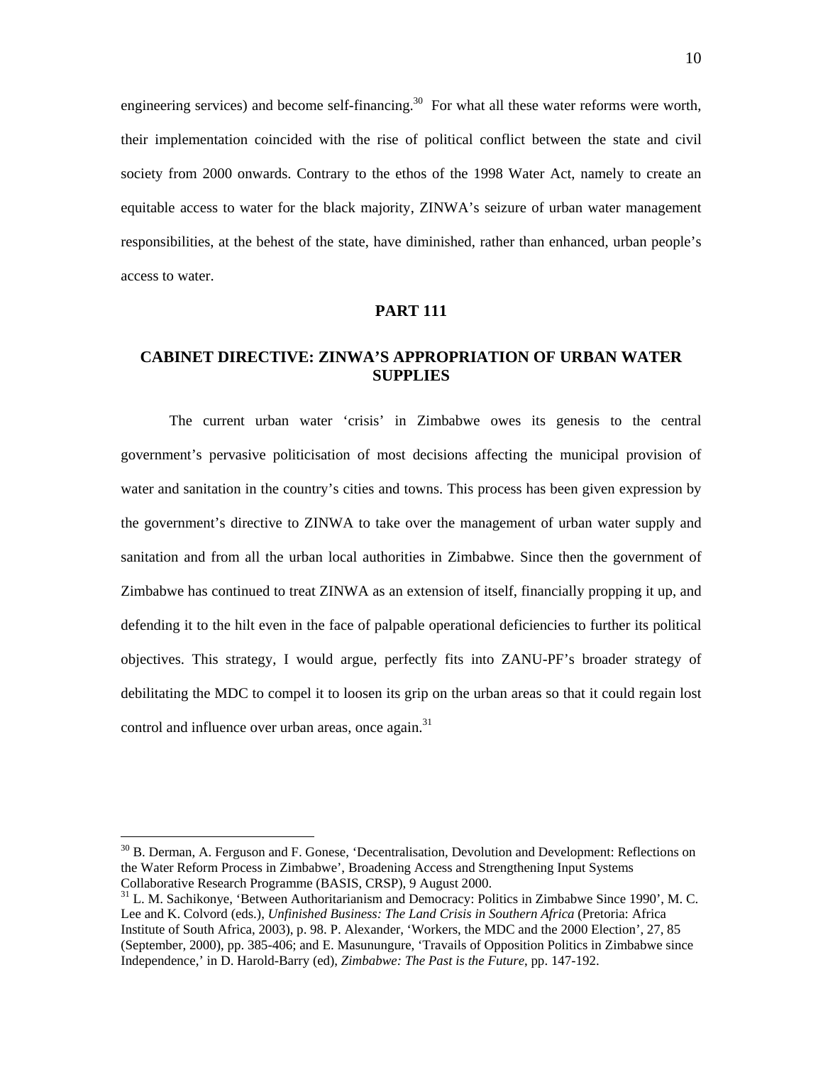engineering services) and become self-financing.[30] For what all these water reforms were worth, their implementation coincided with the rise of political conflict between the state and civil society from 2000 onwards. Contrary to the ethos of the 1998 Water Act, namely to create an equitable access to water for the black majority, ZINWA's seizure of urban water management responsibilities, at the behest of the state, have diminished, rather than enhanced, urban people's access to water.

## PART 111

## CABINET DIRECTIVE: ZINWA'S APPROPRIATION OF URBAN WATER SUPPLIES

The current urban water 'crisis' in Zimbabwe owes its genesis to the central government's pervasive politicisation of most decisions affecting the municipal provision of water and sanitation in the country's cities and towns. This process has been given expression by the government's directive to ZINWA to take over the management of urban water supply and sanitation and from all the urban local authorities in Zimbabwe. Since then the government of Zimbabwe has continued to treat ZINWA as an extension of itself, financially propping it up, and defending it to the hilt even in the face of palpable operational deficiencies to further its political objectives. This strategy, I would argue, perfectly fits into ZANU-PF's broader strategy of debilitating the MDC to compel it to loosen its grip on the urban areas so that it could regain lost control and influence over urban areas, once again.[31]

---

[30] B. Derman, A. Ferguson and F. Gonese, 'Decentralisation, Devolution and Development: Reflections on the Water Reform Process in Zimbabwe', Broadening Access and Strengthening Input Systems Collaborative Research Programme (BASIS, CRSP), 9 August 2000.

[31] L. M. Sachikonye, 'Between Authoritarianism and Democracy: Politics in Zimbabwe Since 1990', M. C. Lee and K. Colvord (eds.), *Unfinished Business: The Land Crisis in Southern Africa* (Pretoria: Africa Institute of South Africa, 2003), p. 98. P. Alexander, 'Workers, the MDC and the 2000 Election', 27, 85 (September, 2000), pp. 385-406; and E. Masunungure, 'Travails of Opposition Politics in Zimbabwe since Independence,' in D. Harold-Barry (ed), *Zimbabwe: The Past is the Future*, pp. 147-192.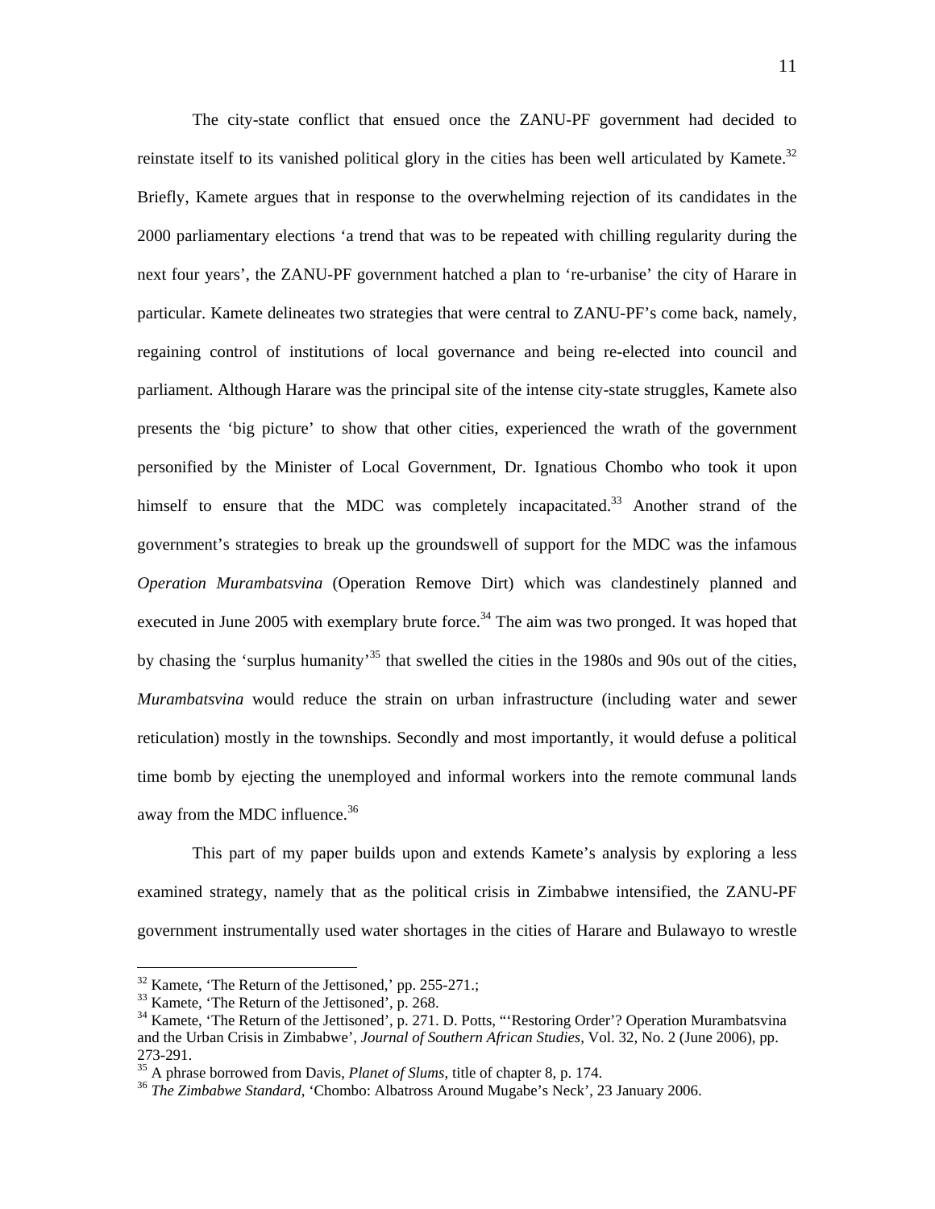The city-state conflict that ensued once the ZANU-PF government had decided to reinstate itself to its vanished political glory in the cities has been well articulated by Kamete.[32] Briefly, Kamete argues that in response to the overwhelming rejection of its candidates in the 2000 parliamentary elections 'a trend that was to be repeated with chilling regularity during the next four years', the ZANU-PF government hatched a plan to 're-urbanise' the city of Harare in particular. Kamete delineates two strategies that were central to ZANU-PF's come back, namely, regaining control of institutions of local governance and being re-elected into council and parliament. Although Harare was the principal site of the intense city-state struggles, Kamete also presents the 'big picture' to show that other cities, experienced the wrath of the government personified by the Minister of Local Government, Dr. Ignatious Chombo who took it upon himself to ensure that the MDC was completely incapacitated.[33] Another strand of the government's strategies to break up the groundswell of support for the MDC was the infamous *Operation Murambatsvina* (Operation Remove Dirt) which was clandestinely planned and executed in June 2005 with exemplary brute force.[34] The aim was two pronged. It was hoped that by chasing the 'surplus humanity'[35] that swelled the cities in the 1980s and 90s out of the cities, *Murambatsvina* would reduce the strain on urban infrastructure (including water and sewer reticulation) mostly in the townships. Secondly and most importantly, it would defuse a political time bomb by ejecting the unemployed and informal workers into the remote communal lands away from the MDC influence.[36]

This part of my paper builds upon and extends Kamete's analysis by exploring a less examined strategy, namely that as the political crisis in Zimbabwe intensified, the ZANU-PF government instrumentally used water shortages in the cities of Harare and Bulawayo to wrestle

---

[32] Kamete, 'The Return of the Jettisoned,' pp. 255-271.;

[33] Kamete, 'The Return of the Jettisoned', p. 268.

[34] Kamete, 'The Return of the Jettisoned', p. 271. D. Potts, "'Restoring Order'? Operation Murambatsvina and the Urban Crisis in Zimbabwe', *Journal of Southern African Studies*, Vol. 32, No. 2 (June 2006), pp. 273-291.

[35] A phrase borrowed from Davis, *Planet of Slums*, title of chapter 8, p. 174.

[36] *The Zimbabwe Standard*, 'Chombo: Albatross Around Mugabe's Neck', 23 January 2006.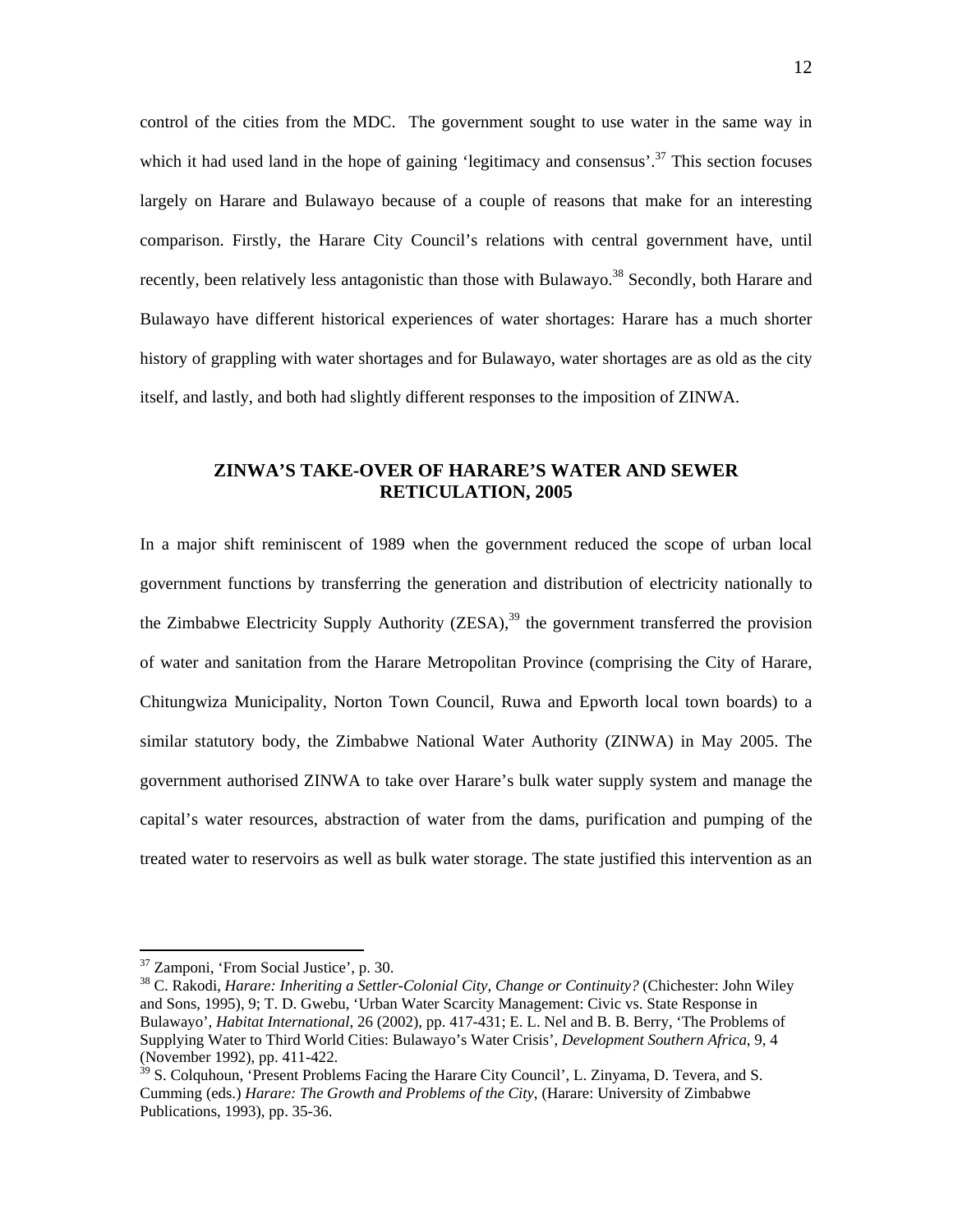control of the cities from the MDC. The government sought to use water in the same way in which it had used land in the hope of gaining 'legitimacy and consensus'.[37] This section focuses largely on Harare and Bulawayo because of a couple of reasons that make for an interesting comparison. Firstly, the Harare City Council's relations with central government have, until recently, been relatively less antagonistic than those with Bulawayo.[38] Secondly, both Harare and Bulawayo have different historical experiences of water shortages: Harare has a much shorter history of grappling with water shortages and for Bulawayo, water shortages are as old as the city itself, and lastly, and both had slightly different responses to the imposition of ZINWA.

## ZINWA'S TAKE-OVER OF HARARE'S WATER AND SEWER RETICULATION, 2005

In a major shift reminiscent of 1989 when the government reduced the scope of urban local government functions by transferring the generation and distribution of electricity nationally to the Zimbabwe Electricity Supply Authority (ZESA),[39] the government transferred the provision of water and sanitation from the Harare Metropolitan Province (comprising the City of Harare, Chitungwiza Municipality, Norton Town Council, Ruwa and Epworth local town boards) to a similar statutory body, the Zimbabwe National Water Authority (ZINWA) in May 2005. The government authorised ZINWA to take over Harare's bulk water supply system and manage the capital's water resources, abstraction of water from the dams, purification and pumping of the treated water to reservoirs as well as bulk water storage. The state justified this intervention as an

---

[37] Zamponi, 'From Social Justice', p. 30.

[38] C. Rakodi, *Harare: Inheriting a Settler-Colonial City, Change or Continuity?* (Chichester: John Wiley and Sons, 1995), 9; T. D. Gwebu, 'Urban Water Scarcity Management: Civic vs. State Response in Bulawayo', *Habitat International*, 26 (2002), pp. 417-431; E. L. Nel and B. B. Berry, 'The Problems of Supplying Water to Third World Cities: Bulawayo's Water Crisis', *Development Southern Africa*, 9, 4 (November 1992), pp. 411-422.

[39] S. Colquhoun, 'Present Problems Facing the Harare City Council', L. Zinyama, D. Tevera, and S. Cumming (eds.) *Harare: The Growth and Problems of the City*, (Harare: University of Zimbabwe Publications, 1993), pp. 35-36.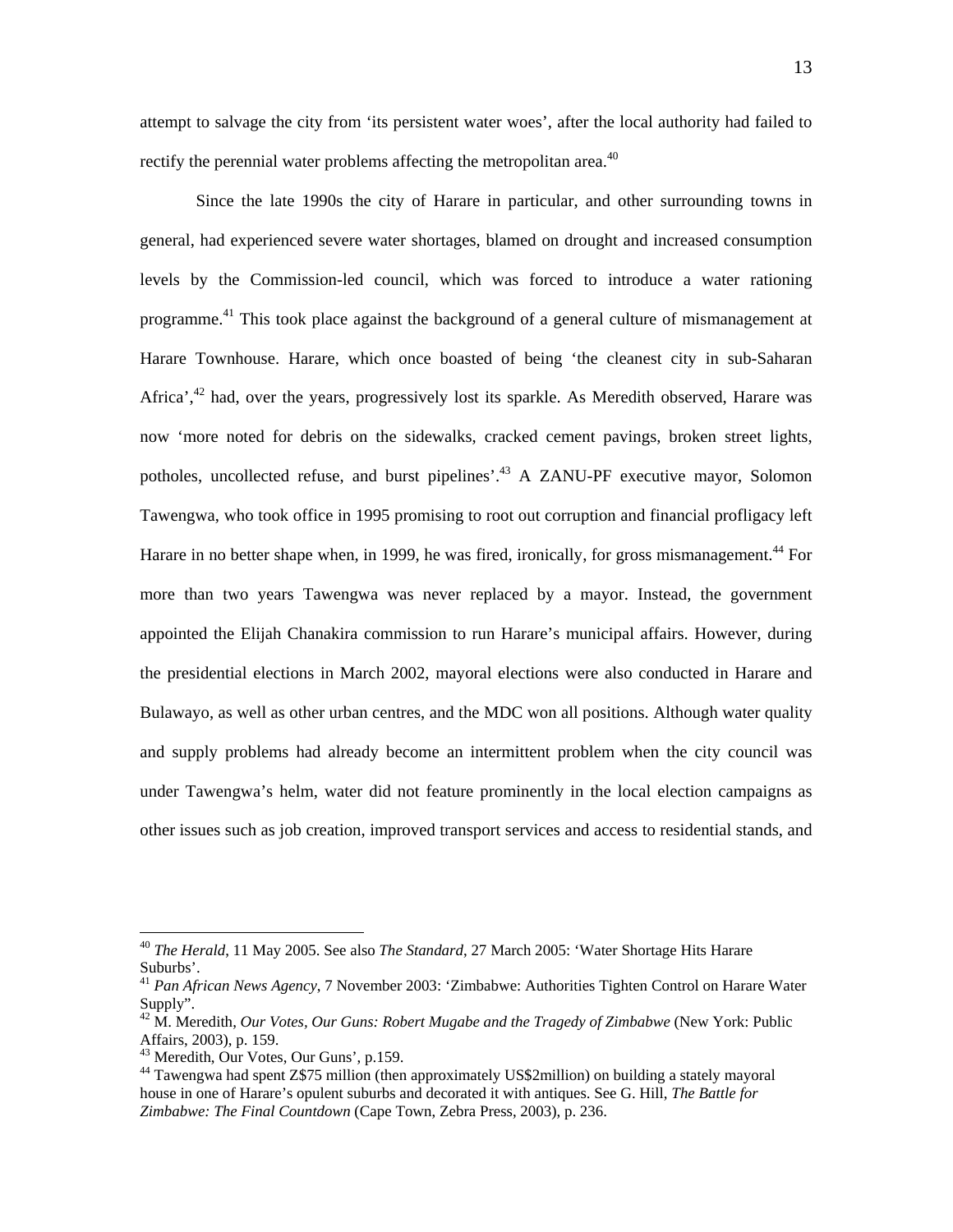attempt to salvage the city from 'its persistent water woes', after the local authority had failed to rectify the perennial water problems affecting the metropolitan area.[40]

Since the late 1990s the city of Harare in particular, and other surrounding towns in general, had experienced severe water shortages, blamed on drought and increased consumption levels by the Commission-led council, which was forced to introduce a water rationing programme.[41] This took place against the background of a general culture of mismanagement at Harare Townhouse. Harare, which once boasted of being 'the cleanest city in sub-Saharan Africa',[42] had, over the years, progressively lost its sparkle. As Meredith observed, Harare was now 'more noted for debris on the sidewalks, cracked cement pavings, broken street lights, potholes, uncollected refuse, and burst pipelines'.[43] A ZANU-PF executive mayor, Solomon Tawengwa, who took office in 1995 promising to root out corruption and financial profligacy left Harare in no better shape when, in 1999, he was fired, ironically, for gross mismanagement.[44] For more than two years Tawengwa was never replaced by a mayor. Instead, the government appointed the Elijah Chanakira commission to run Harare's municipal affairs. However, during the presidential elections in March 2002, mayoral elections were also conducted in Harare and Bulawayo, as well as other urban centres, and the MDC won all positions. Although water quality and supply problems had already become an intermittent problem when the city council was under Tawengwa's helm, water did not feature prominently in the local election campaigns as other issues such as job creation, improved transport services and access to residential stands, and

---

[40] *The Herald*, 11 May 2005. See also *The Standard*, 27 March 2005: 'Water Shortage Hits Harare Suburbs'.

[41] *Pan African News Agency*, 7 November 2003: 'Zimbabwe: Authorities Tighten Control on Harare Water Supply".

[42] M. Meredith, *Our Votes, Our Guns: Robert Mugabe and the Tragedy of Zimbabwe* (New York: Public Affairs, 2003), p. 159.

[43] Meredith, Our Votes, Our Guns', p.159.

[44] Tawengwa had spent Z$75 million (then approximately US$2million) on building a stately mayoral house in one of Harare's opulent suburbs and decorated it with antiques. See G. Hill, *The Battle for Zimbabwe: The Final Countdown* (Cape Town, Zebra Press, 2003), p. 236.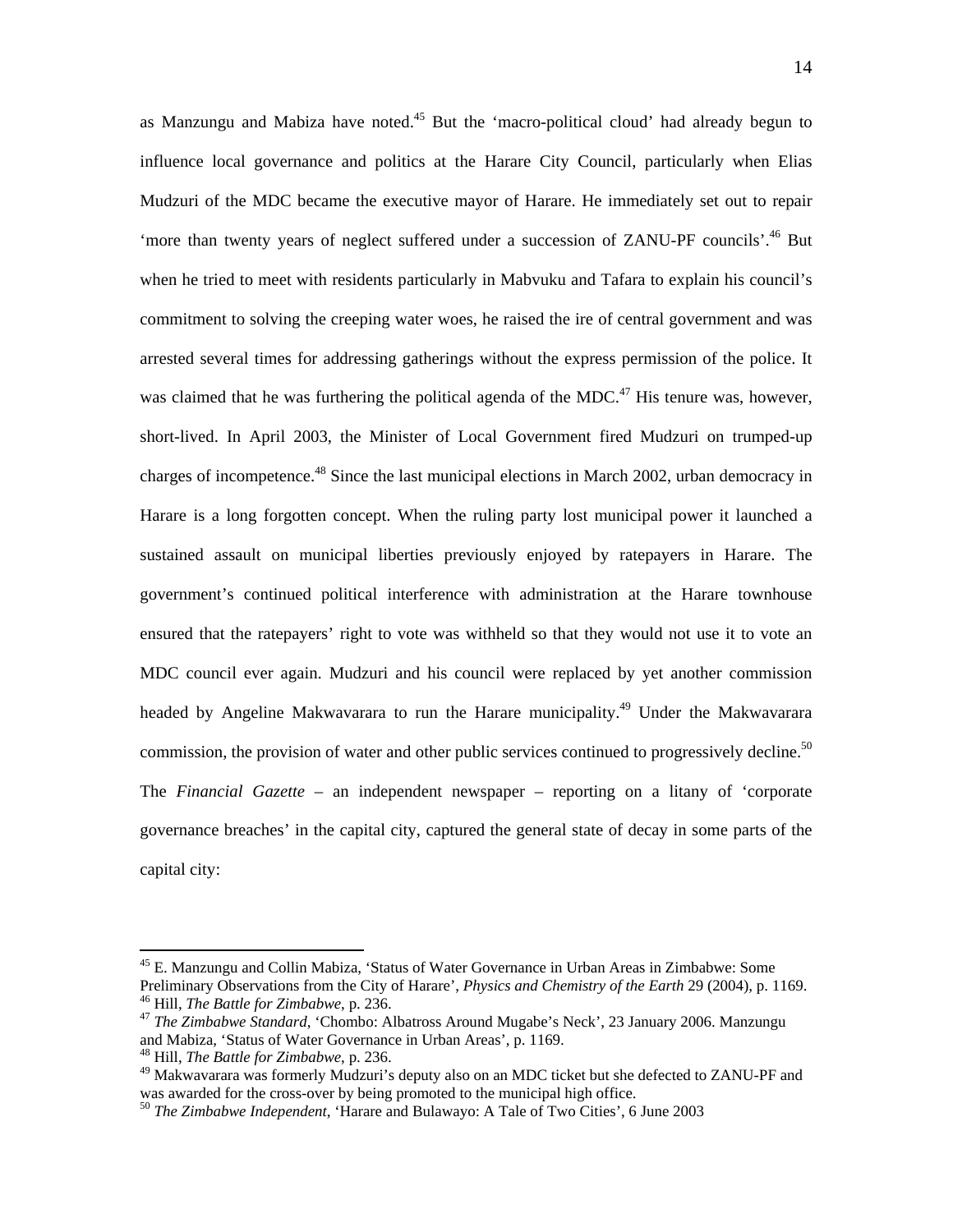as Manzungu and Mabiza have noted.[45] But the 'macro-political cloud' had already begun to influence local governance and politics at the Harare City Council, particularly when Elias Mudzuri of the MDC became the executive mayor of Harare. He immediately set out to repair 'more than twenty years of neglect suffered under a succession of ZANU-PF councils'.[46] But when he tried to meet with residents particularly in Mabvuku and Tafara to explain his council's commitment to solving the creeping water woes, he raised the ire of central government and was arrested several times for addressing gatherings without the express permission of the police. It was claimed that he was furthering the political agenda of the MDC.[47] His tenure was, however, short-lived. In April 2003, the Minister of Local Government fired Mudzuri on trumped-up charges of incompetence.[48] Since the last municipal elections in March 2002, urban democracy in Harare is a long forgotten concept. When the ruling party lost municipal power it launched a sustained assault on municipal liberties previously enjoyed by ratepayers in Harare. The government's continued political interference with administration at the Harare townhouse ensured that the ratepayers' right to vote was withheld so that they would not use it to vote an MDC council ever again. Mudzuri and his council were replaced by yet another commission headed by Angeline Makwavarara to run the Harare municipality.[49] Under the Makwavarara commission, the provision of water and other public services continued to progressively decline.[50] The *Financial Gazette* – an independent newspaper – reporting on a litany of 'corporate governance breaches' in the capital city, captured the general state of decay in some parts of the capital city:

---

[45] E. Manzungu and Collin Mabiza, 'Status of Water Governance in Urban Areas in Zimbabwe: Some Preliminary Observations from the City of Harare', *Physics and Chemistry of the Earth* 29 (2004), p. 1169.
[46] Hill, *The Battle for Zimbabwe*, p. 236.
[47] *The Zimbabwe Standard*, 'Chombo: Albatross Around Mugabe's Neck', 23 January 2006. Manzungu and Mabiza, 'Status of Water Governance in Urban Areas', p. 1169.
[48] Hill, *The Battle for Zimbabwe*, p. 236.
[49] Makwavarara was formerly Mudzuri's deputy also on an MDC ticket but she defected to ZANU-PF and was awarded for the cross-over by being promoted to the municipal high office.
[50] *The Zimbabwe Independent*, 'Harare and Bulawayo: A Tale of Two Cities', 6 June 2003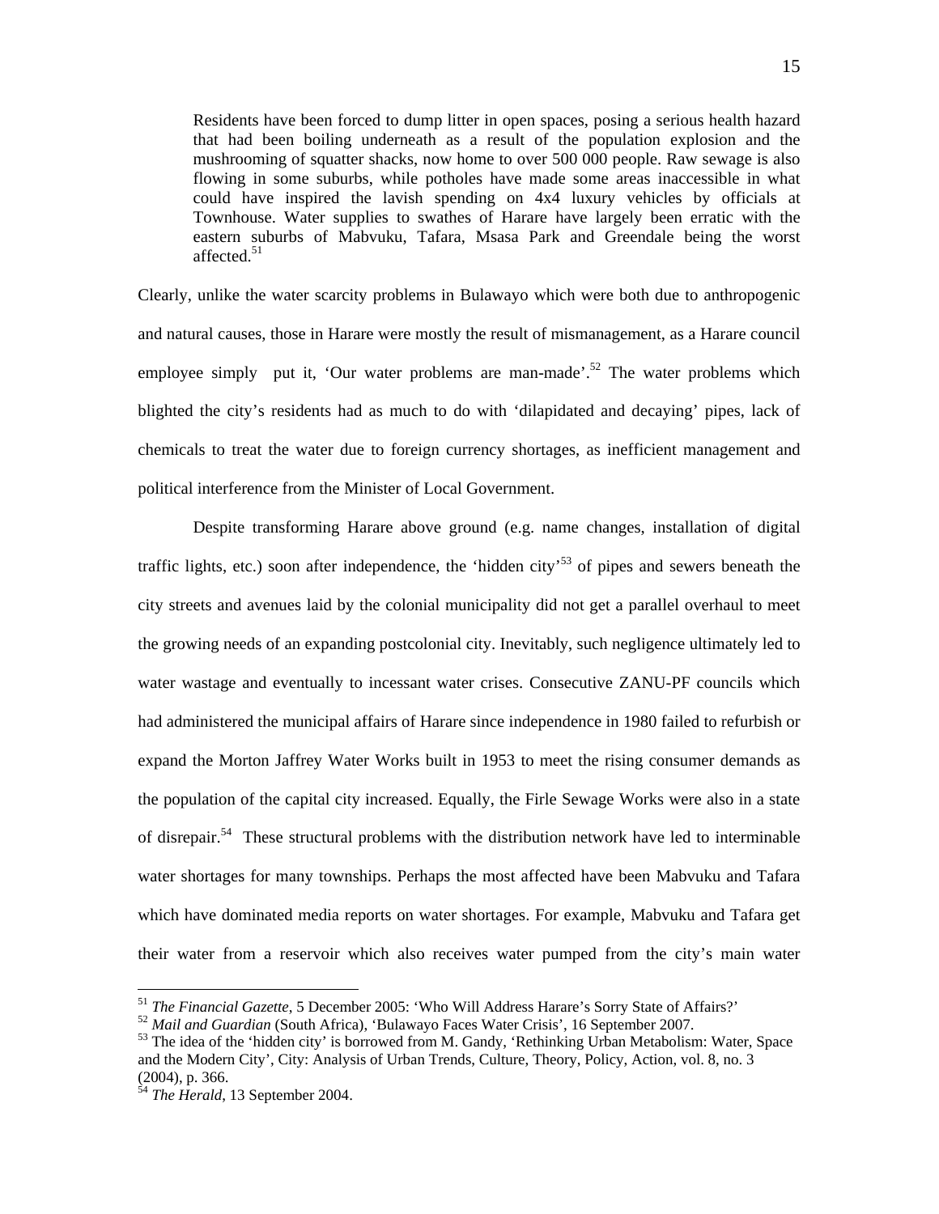> Residents have been forced to dump litter in open spaces, posing a serious health hazard that had been boiling underneath as a result of the population explosion and the mushrooming of squatter shacks, now home to over 500 000 people. Raw sewage is also flowing in some suburbs, while potholes have made some areas inaccessible in what could have inspired the lavish spending on 4x4 luxury vehicles by officials at Townhouse. Water supplies to swathes of Harare have largely been erratic with the eastern suburbs of Mabvuku, Tafara, Msasa Park and Greendale being the worst affected.[51]

Clearly, unlike the water scarcity problems in Bulawayo which were both due to anthropogenic and natural causes, those in Harare were mostly the result of mismanagement, as a Harare council employee simply put it, 'Our water problems are man-made'.[52] The water problems which blighted the city's residents had as much to do with 'dilapidated and decaying' pipes, lack of chemicals to treat the water due to foreign currency shortages, as inefficient management and political interference from the Minister of Local Government.

Despite transforming Harare above ground (e.g. name changes, installation of digital traffic lights, etc.) soon after independence, the 'hidden city'[53] of pipes and sewers beneath the city streets and avenues laid by the colonial municipality did not get a parallel overhaul to meet the growing needs of an expanding postcolonial city. Inevitably, such negligence ultimately led to water wastage and eventually to incessant water crises. Consecutive ZANU-PF councils which had administered the municipal affairs of Harare since independence in 1980 failed to refurbish or expand the Morton Jaffrey Water Works built in 1953 to meet the rising consumer demands as the population of the capital city increased. Equally, the Firle Sewage Works were also in a state of disrepair.[54] These structural problems with the distribution network have led to interminable water shortages for many townships. Perhaps the most affected have been Mabvuku and Tafara which have dominated media reports on water shortages. For example, Mabvuku and Tafara get their water from a reservoir which also receives water pumped from the city's main water

---

[51] *The Financial Gazette*, 5 December 2005: 'Who Will Address Harare's Sorry State of Affairs?'

[52] *Mail and Guardian* (South Africa), 'Bulawayo Faces Water Crisis', 16 September 2007.

[53] The idea of the 'hidden city' is borrowed from M. Gandy, 'Rethinking Urban Metabolism: Water, Space and the Modern City', City: Analysis of Urban Trends, Culture, Theory, Policy, Action, vol. 8, no. 3 (2004), p. 366.

[54] *The Herald*, 13 September 2004.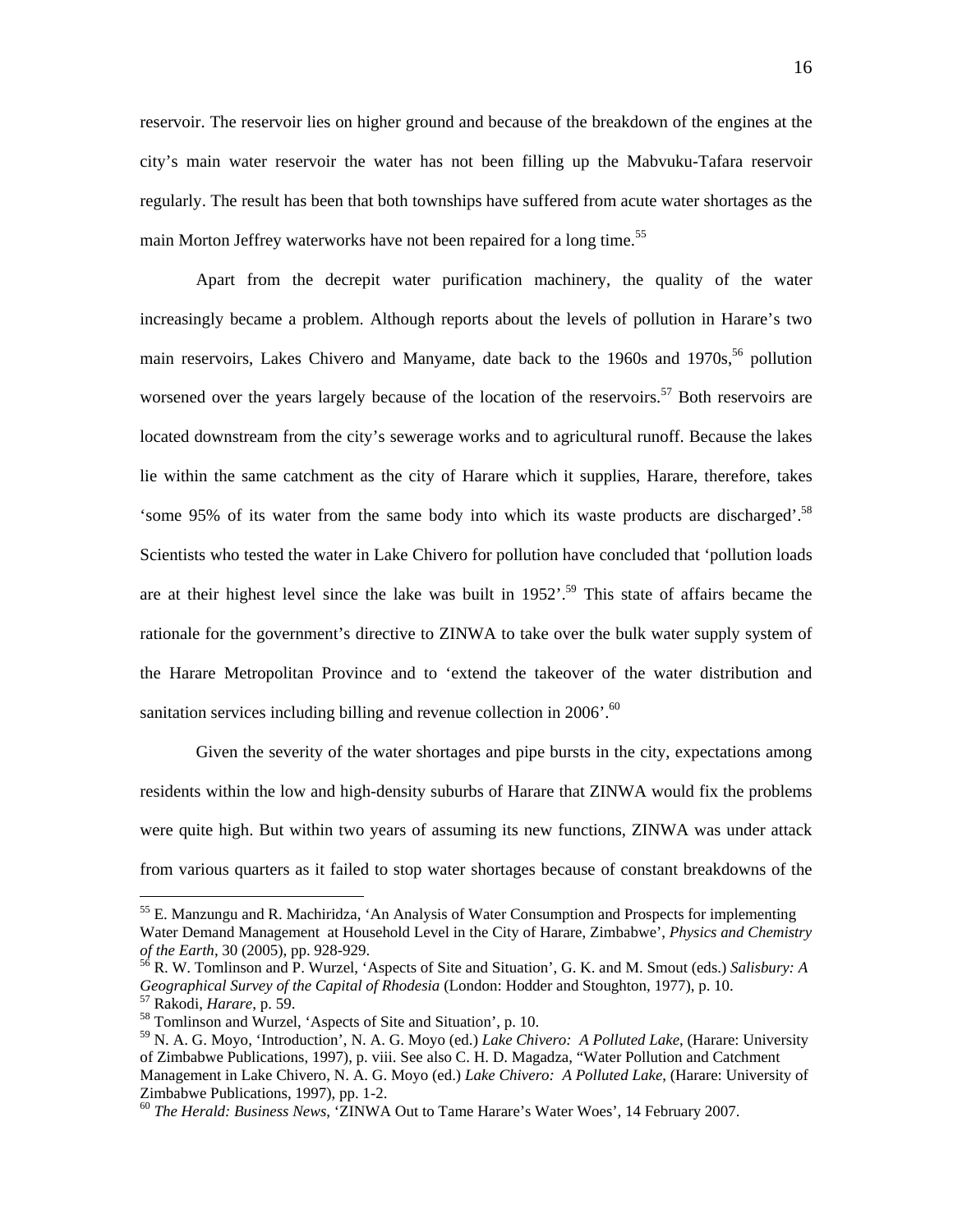reservoir. The reservoir lies on higher ground and because of the breakdown of the engines at the city's main water reservoir the water has not been filling up the Mabvuku-Tafara reservoir regularly. The result has been that both townships have suffered from acute water shortages as the main Morton Jeffrey waterworks have not been repaired for a long time.[55]

Apart from the decrepit water purification machinery, the quality of the water increasingly became a problem. Although reports about the levels of pollution in Harare's two main reservoirs, Lakes Chivero and Manyame, date back to the 1960s and 1970s,[56] pollution worsened over the years largely because of the location of the reservoirs.[57] Both reservoirs are located downstream from the city's sewerage works and to agricultural runoff. Because the lakes lie within the same catchment as the city of Harare which it supplies, Harare, therefore, takes 'some 95% of its water from the same body into which its waste products are discharged'.[58] Scientists who tested the water in Lake Chivero for pollution have concluded that 'pollution loads are at their highest level since the lake was built in 1952'.[59] This state of affairs became the rationale for the government's directive to ZINWA to take over the bulk water supply system of the Harare Metropolitan Province and to 'extend the takeover of the water distribution and sanitation services including billing and revenue collection in 2006'.[60]

Given the severity of the water shortages and pipe bursts in the city, expectations among residents within the low and high-density suburbs of Harare that ZINWA would fix the problems were quite high. But within two years of assuming its new functions, ZINWA was under attack from various quarters as it failed to stop water shortages because of constant breakdowns of the

---

[55] E. Manzungu and R. Machiridza, 'An Analysis of Water Consumption and Prospects for implementing Water Demand Management at Household Level in the City of Harare, Zimbabwe', *Physics and Chemistry of the Earth*, 30 (2005), pp. 928-929.

[56] R. W. Tomlinson and P. Wurzel, 'Aspects of Site and Situation', G. K. and M. Smout (eds.) *Salisbury: A Geographical Survey of the Capital of Rhodesia* (London: Hodder and Stoughton, 1977), p. 10.

[57] Rakodi, *Harare*, p. 59.

[58] Tomlinson and Wurzel, 'Aspects of Site and Situation', p. 10.

[59] N. A. G. Moyo, 'Introduction', N. A. G. Moyo (ed.) *Lake Chivero: A Polluted Lake*, (Harare: University of Zimbabwe Publications, 1997), p. viii. See also C. H. D. Magadza, "Water Pollution and Catchment Management in Lake Chivero, N. A. G. Moyo (ed.) *Lake Chivero: A Polluted Lake*, (Harare: University of Zimbabwe Publications, 1997), pp. 1-2.

[60] *The Herald: Business News*, 'ZINWA Out to Tame Harare's Water Woes', 14 February 2007.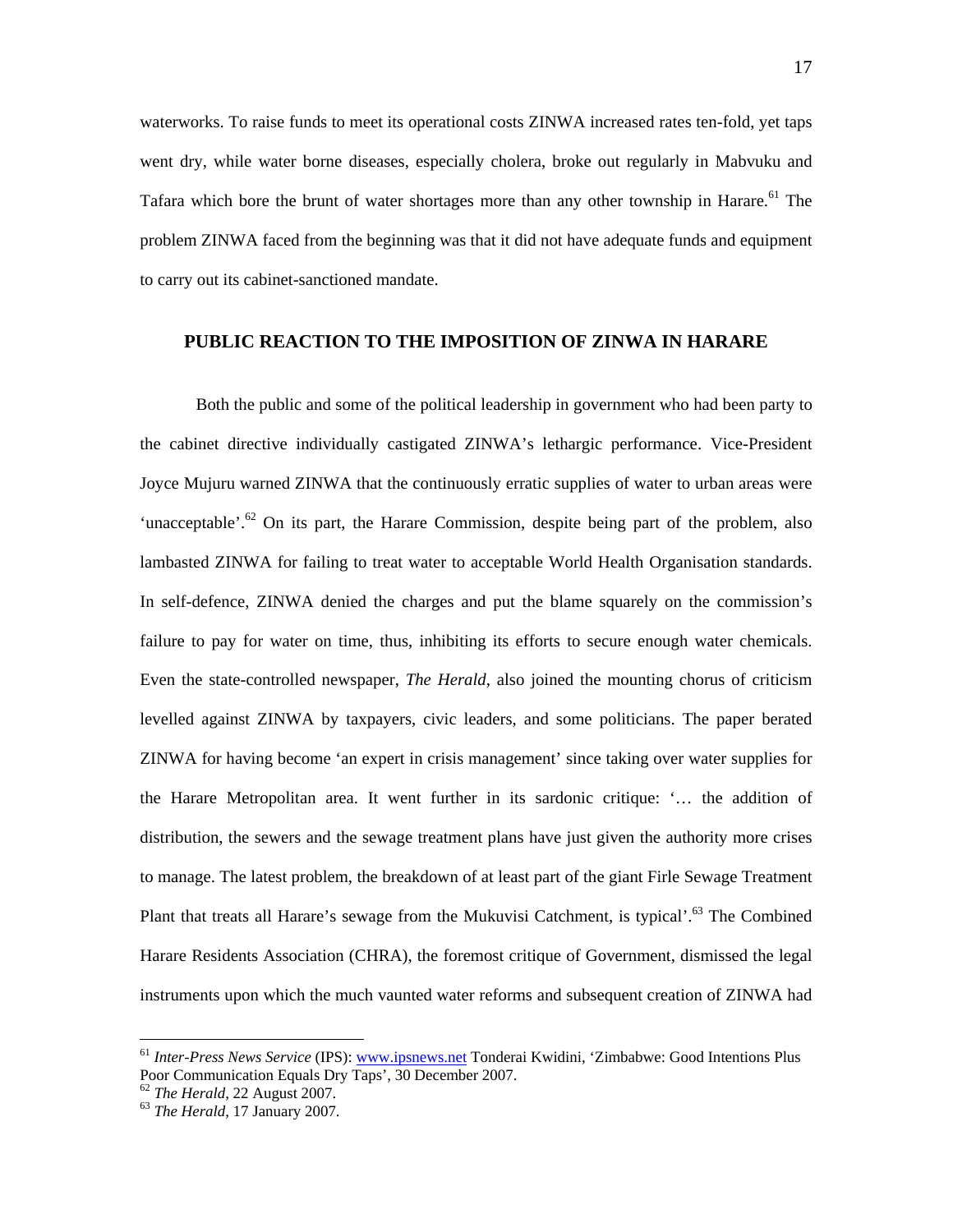waterworks. To raise funds to meet its operational costs ZINWA increased rates ten-fold, yet taps went dry, while water borne diseases, especially cholera, broke out regularly in Mabvuku and Tafara which bore the brunt of water shortages more than any other township in Harare.[61] The problem ZINWA faced from the beginning was that it did not have adequate funds and equipment to carry out its cabinet-sanctioned mandate.

## PUBLIC REACTION TO THE IMPOSITION OF ZINWA IN HARARE

Both the public and some of the political leadership in government who had been party to the cabinet directive individually castigated ZINWA's lethargic performance. Vice-President Joyce Mujuru warned ZINWA that the continuously erratic supplies of water to urban areas were 'unacceptable'.[62] On its part, the Harare Commission, despite being part of the problem, also lambasted ZINWA for failing to treat water to acceptable World Health Organisation standards. In self-defence, ZINWA denied the charges and put the blame squarely on the commission's failure to pay for water on time, thus, inhibiting its efforts to secure enough water chemicals. Even the state-controlled newspaper, *The Herald*, also joined the mounting chorus of criticism levelled against ZINWA by taxpayers, civic leaders, and some politicians. The paper berated ZINWA for having become 'an expert in crisis management' since taking over water supplies for the Harare Metropolitan area. It went further in its sardonic critique: '… the addition of distribution, the sewers and the sewage treatment plans have just given the authority more crises to manage. The latest problem, the breakdown of at least part of the giant Firle Sewage Treatment Plant that treats all Harare's sewage from the Mukuvisi Catchment, is typical'.[63] The Combined Harare Residents Association (CHRA), the foremost critique of Government, dismissed the legal instruments upon which the much vaunted water reforms and subsequent creation of ZINWA had

---

[61] *Inter-Press News Service* (IPS): www.ipsnews.net Tonderai Kwidini, 'Zimbabwe: Good Intentions Plus Poor Communication Equals Dry Taps', 30 December 2007.

[62] *The Herald*, 22 August 2007.

[63] *The Herald*, 17 January 2007.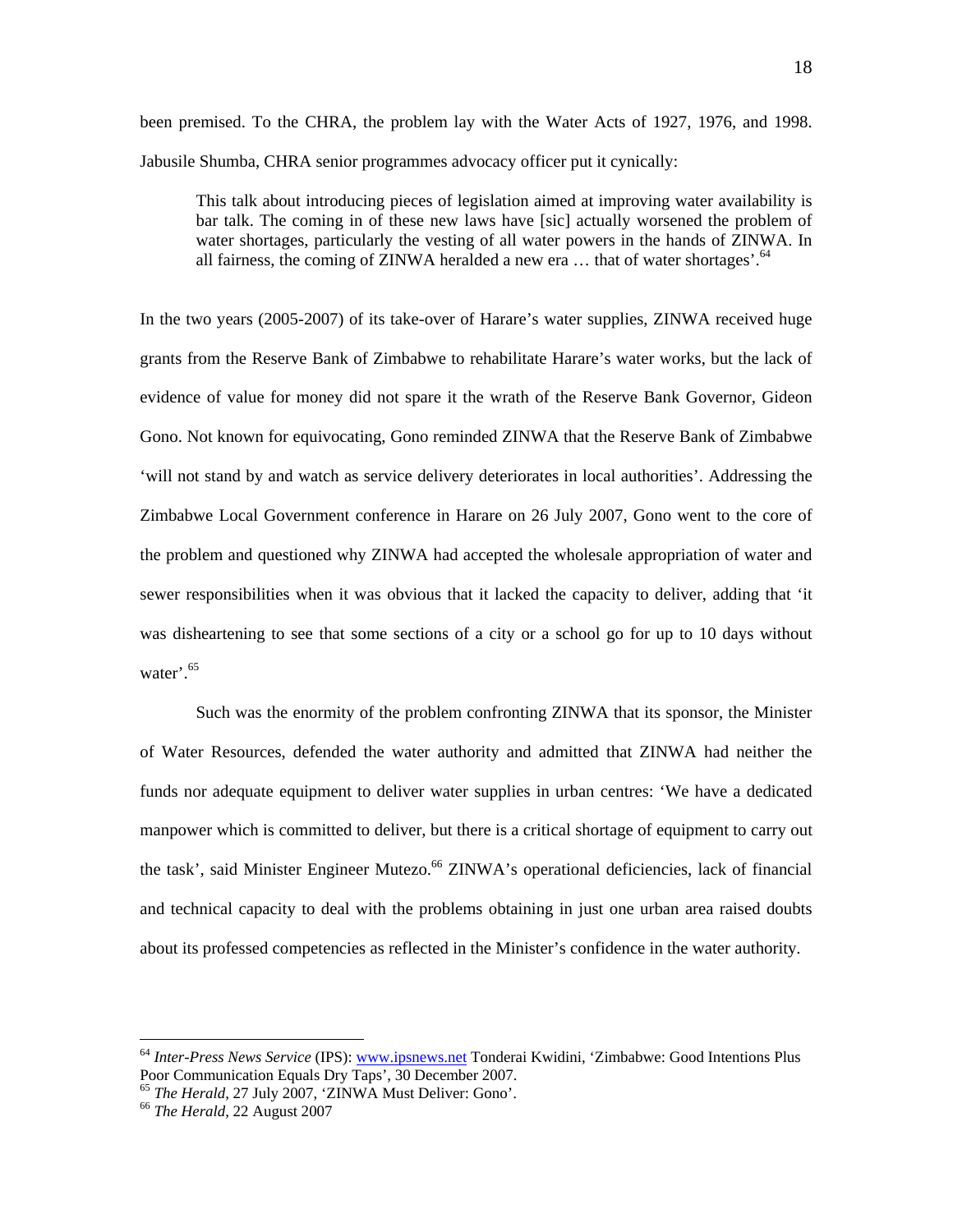been premised. To the CHRA, the problem lay with the Water Acts of 1927, 1976, and 1998. Jabusile Shumba, CHRA senior programmes advocacy officer put it cynically:

> This talk about introducing pieces of legislation aimed at improving water availability is bar talk. The coming in of these new laws have [sic] actually worsened the problem of water shortages, particularly the vesting of all water powers in the hands of ZINWA. In all fairness, the coming of ZINWA heralded a new era … that of water shortages'.[64]

In the two years (2005-2007) of its take-over of Harare's water supplies, ZINWA received huge grants from the Reserve Bank of Zimbabwe to rehabilitate Harare's water works, but the lack of evidence of value for money did not spare it the wrath of the Reserve Bank Governor, Gideon Gono. Not known for equivocating, Gono reminded ZINWA that the Reserve Bank of Zimbabwe 'will not stand by and watch as service delivery deteriorates in local authorities'. Addressing the Zimbabwe Local Government conference in Harare on 26 July 2007, Gono went to the core of the problem and questioned why ZINWA had accepted the wholesale appropriation of water and sewer responsibilities when it was obvious that it lacked the capacity to deliver, adding that 'it was disheartening to see that some sections of a city or a school go for up to 10 days without water'.[65]

Such was the enormity of the problem confronting ZINWA that its sponsor, the Minister of Water Resources, defended the water authority and admitted that ZINWA had neither the funds nor adequate equipment to deliver water supplies in urban centres: 'We have a dedicated manpower which is committed to deliver, but there is a critical shortage of equipment to carry out the task', said Minister Engineer Mutezo.[66] ZINWA's operational deficiencies, lack of financial and technical capacity to deal with the problems obtaining in just one urban area raised doubts about its professed competencies as reflected in the Minister's confidence in the water authority.

---

[64] *Inter-Press News Service* (IPS): www.ipsnews.net Tonderai Kwidini, 'Zimbabwe: Good Intentions Plus Poor Communication Equals Dry Taps', 30 December 2007.

[65] *The Herald*, 27 July 2007, 'ZINWA Must Deliver: Gono'.

[66] *The Herald*, 22 August 2007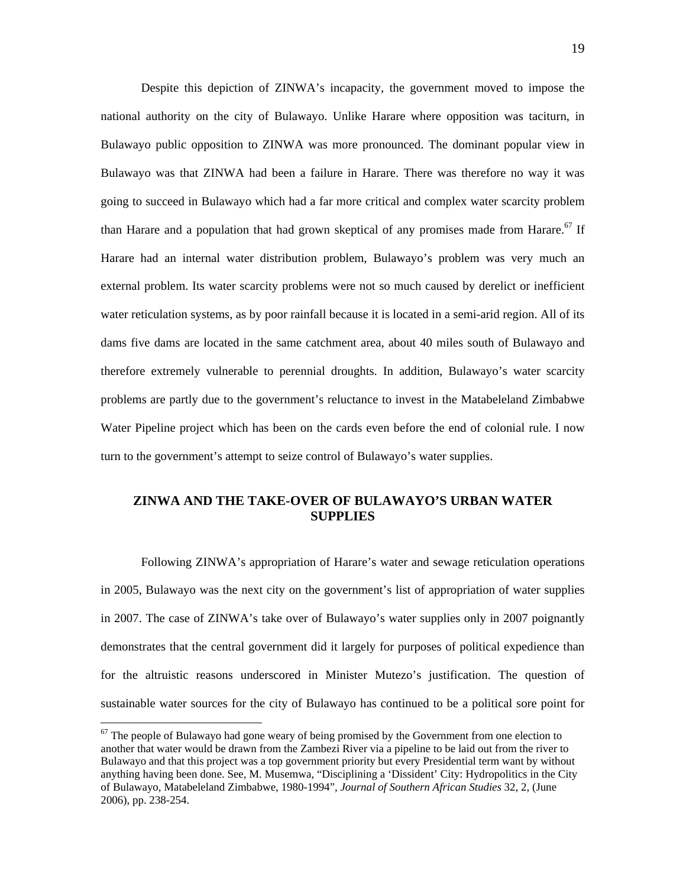Despite this depiction of ZINWA's incapacity, the government moved to impose the national authority on the city of Bulawayo. Unlike Harare where opposition was taciturn, in Bulawayo public opposition to ZINWA was more pronounced. The dominant popular view in Bulawayo was that ZINWA had been a failure in Harare. There was therefore no way it was going to succeed in Bulawayo which had a far more critical and complex water scarcity problem than Harare and a population that had grown skeptical of any promises made from Harare.[67] If Harare had an internal water distribution problem, Bulawayo's problem was very much an external problem. Its water scarcity problems were not so much caused by derelict or inefficient water reticulation systems, as by poor rainfall because it is located in a semi-arid region. All of its dams five dams are located in the same catchment area, about 40 miles south of Bulawayo and therefore extremely vulnerable to perennial droughts. In addition, Bulawayo's water scarcity problems are partly due to the government's reluctance to invest in the Matabeleland Zimbabwe Water Pipeline project which has been on the cards even before the end of colonial rule. I now turn to the government's attempt to seize control of Bulawayo's water supplies.

## ZINWA AND THE TAKE-OVER OF BULAWAYO'S URBAN WATER SUPPLIES

Following ZINWA's appropriation of Harare's water and sewage reticulation operations in 2005, Bulawayo was the next city on the government's list of appropriation of water supplies in 2007. The case of ZINWA's take over of Bulawayo's water supplies only in 2007 poignantly demonstrates that the central government did it largely for purposes of political expedience than for the altruistic reasons underscored in Minister Mutezo's justification. The question of sustainable water sources for the city of Bulawayo has continued to be a political sore point for

---

[67] The people of Bulawayo had gone weary of being promised by the Government from one election to another that water would be drawn from the Zambezi River via a pipeline to be laid out from the river to Bulawayo and that this project was a top government priority but every Presidential term want by without anything having been done. See, M. Musemwa, "Disciplining a 'Dissident' City: Hydropolitics in the City of Bulawayo, Matabeleland Zimbabwe, 1980-1994", *Journal of Southern African Studies* 32, 2, (June 2006), pp. 238-254.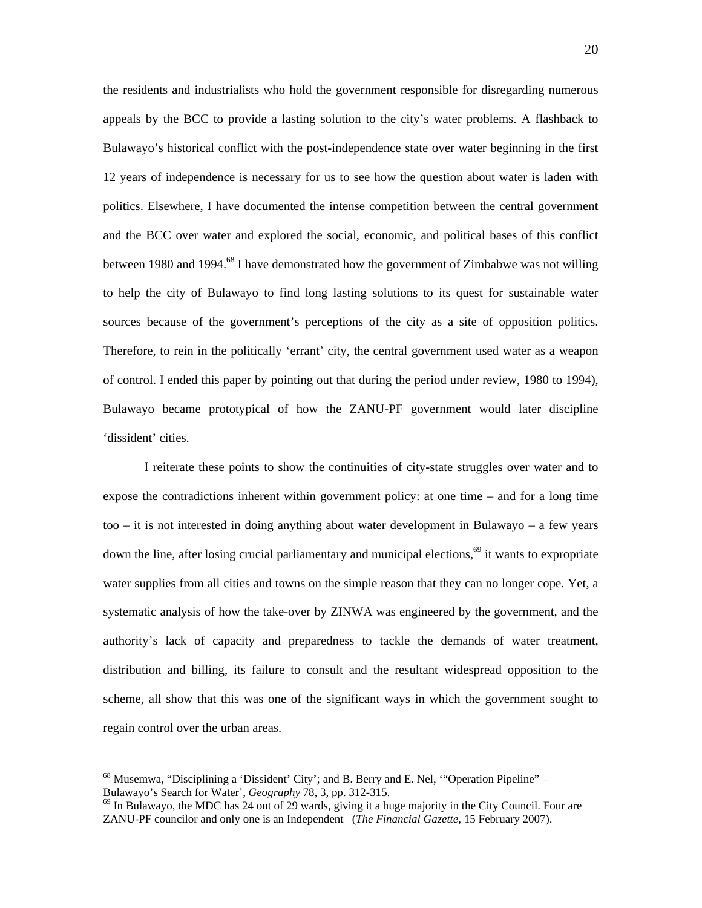the residents and industrialists who hold the government responsible for disregarding numerous appeals by the BCC to provide a lasting solution to the city's water problems. A flashback to Bulawayo's historical conflict with the post-independence state over water beginning in the first 12 years of independence is necessary for us to see how the question about water is laden with politics. Elsewhere, I have documented the intense competition between the central government and the BCC over water and explored the social, economic, and political bases of this conflict between 1980 and 1994.[68] I have demonstrated how the government of Zimbabwe was not willing to help the city of Bulawayo to find long lasting solutions to its quest for sustainable water sources because of the government's perceptions of the city as a site of opposition politics. Therefore, to rein in the politically 'errant' city, the central government used water as a weapon of control. I ended this paper by pointing out that during the period under review, 1980 to 1994), Bulawayo became prototypical of how the ZANU-PF government would later discipline 'dissident' cities.

I reiterate these points to show the continuities of city-state struggles over water and to expose the contradictions inherent within government policy: at one time – and for a long time too – it is not interested in doing anything about water development in Bulawayo – a few years down the line, after losing crucial parliamentary and municipal elections,[69] it wants to expropriate water supplies from all cities and towns on the simple reason that they can no longer cope. Yet, a systematic analysis of how the take-over by ZINWA was engineered by the government, and the authority's lack of capacity and preparedness to tackle the demands of water treatment, distribution and billing, its failure to consult and the resultant widespread opposition to the scheme, all show that this was one of the significant ways in which the government sought to regain control over the urban areas.

---

[68] Musemwa, "Disciplining a 'Dissident' City'; and B. Berry and E. Nel, '"Operation Pipeline" – Bulawayo's Search for Water', *Geography* 78, 3, pp. 312-315.

[69] In Bulawayo, the MDC has 24 out of 29 wards, giving it a huge majority in the City Council. Four are ZANU-PF councilor and only one is an Independent (*The Financial Gazette*, 15 February 2007).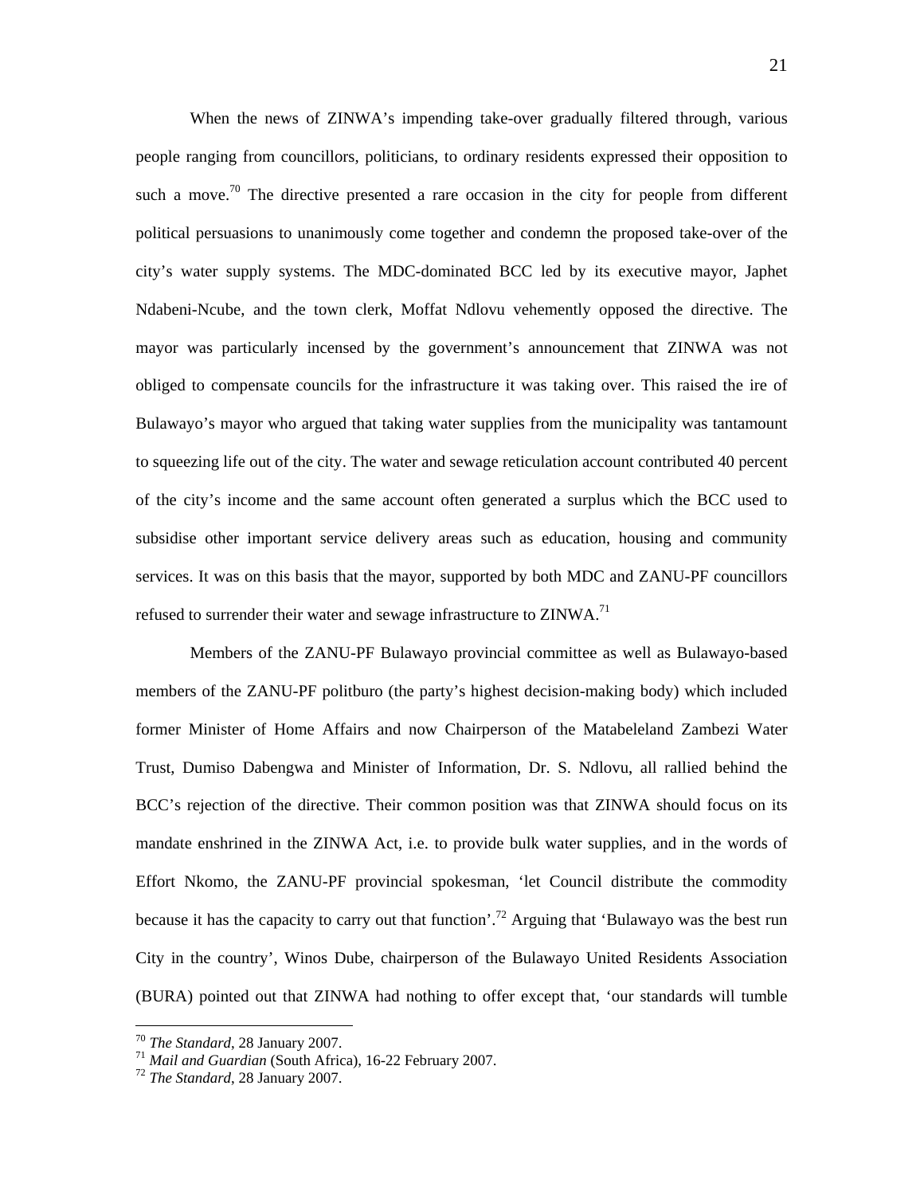When the news of ZINWA's impending take-over gradually filtered through, various people ranging from councillors, politicians, to ordinary residents expressed their opposition to such a move.[70] The directive presented a rare occasion in the city for people from different political persuasions to unanimously come together and condemn the proposed take-over of the city's water supply systems. The MDC-dominated BCC led by its executive mayor, Japhet Ndabeni-Ncube, and the town clerk, Moffat Ndlovu vehemently opposed the directive. The mayor was particularly incensed by the government's announcement that ZINWA was not obliged to compensate councils for the infrastructure it was taking over. This raised the ire of Bulawayo's mayor who argued that taking water supplies from the municipality was tantamount to squeezing life out of the city. The water and sewage reticulation account contributed 40 percent of the city's income and the same account often generated a surplus which the BCC used to subsidise other important service delivery areas such as education, housing and community services. It was on this basis that the mayor, supported by both MDC and ZANU-PF councillors refused to surrender their water and sewage infrastructure to ZINWA.[71]

Members of the ZANU-PF Bulawayo provincial committee as well as Bulawayo-based members of the ZANU-PF politburo (the party's highest decision-making body) which included former Minister of Home Affairs and now Chairperson of the Matabeleland Zambezi Water Trust, Dumiso Dabengwa and Minister of Information, Dr. S. Ndlovu, all rallied behind the BCC's rejection of the directive. Their common position was that ZINWA should focus on its mandate enshrined in the ZINWA Act, i.e. to provide bulk water supplies, and in the words of Effort Nkomo, the ZANU-PF provincial spokesman, 'let Council distribute the commodity because it has the capacity to carry out that function'.[72] Arguing that 'Bulawayo was the best run City in the country', Winos Dube, chairperson of the Bulawayo United Residents Association (BURA) pointed out that ZINWA had nothing to offer except that, 'our standards will tumble

---

[70] *The Standard*, 28 January 2007.

[71] *Mail and Guardian* (South Africa), 16-22 February 2007.

[72] *The Standard*, 28 January 2007.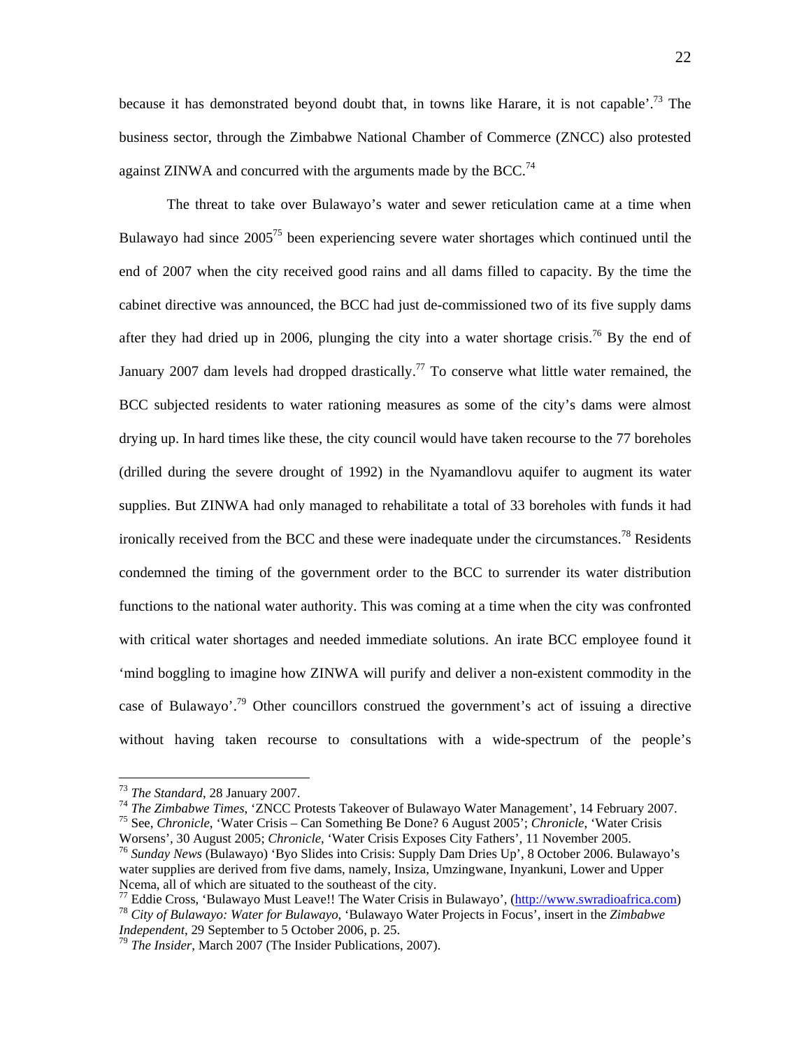because it has demonstrated beyond doubt that, in towns like Harare, it is not capable'.[73] The business sector, through the Zimbabwe National Chamber of Commerce (ZNCC) also protested against ZINWA and concurred with the arguments made by the BCC.[74]

The threat to take over Bulawayo's water and sewer reticulation came at a time when Bulawayo had since 2005[75] been experiencing severe water shortages which continued until the end of 2007 when the city received good rains and all dams filled to capacity. By the time the cabinet directive was announced, the BCC had just de-commissioned two of its five supply dams after they had dried up in 2006, plunging the city into a water shortage crisis.[76] By the end of January 2007 dam levels had dropped drastically.[77] To conserve what little water remained, the BCC subjected residents to water rationing measures as some of the city's dams were almost drying up. In hard times like these, the city council would have taken recourse to the 77 boreholes (drilled during the severe drought of 1992) in the Nyamandlovu aquifer to augment its water supplies. But ZINWA had only managed to rehabilitate a total of 33 boreholes with funds it had ironically received from the BCC and these were inadequate under the circumstances.[78] Residents condemned the timing of the government order to the BCC to surrender its water distribution functions to the national water authority. This was coming at a time when the city was confronted with critical water shortages and needed immediate solutions. An irate BCC employee found it 'mind boggling to imagine how ZINWA will purify and deliver a non-existent commodity in the case of Bulawayo'.[79] Other councillors construed the government's act of issuing a directive without having taken recourse to consultations with a wide-spectrum of the people's

---

[73] *The Standard*, 28 January 2007.

[74] *The Zimbabwe Times*, 'ZNCC Protests Takeover of Bulawayo Water Management', 14 February 2007.

[75] See, *Chronicle*, 'Water Crisis – Can Something Be Done? 6 August 2005'; *Chronicle*, 'Water Crisis Worsens', 30 August 2005; *Chronicle*, 'Water Crisis Exposes City Fathers', 11 November 2005.

[76] *Sunday News* (Bulawayo) 'Byo Slides into Crisis: Supply Dam Dries Up', 8 October 2006. Bulawayo's water supplies are derived from five dams, namely, Insiza, Umzingwane, Inyankuni, Lower and Upper Ncema, all of which are situated to the southeast of the city.

[77] Eddie Cross, 'Bulawayo Must Leave!! The Water Crisis in Bulawayo', (http://www.swradioafrica.com)

[78] *City of Bulawayo: Water for Bulawayo*, 'Bulawayo Water Projects in Focus', insert in the *Zimbabwe Independent*, 29 September to 5 October 2006, p. 25.

[79] *The Insider*, March 2007 (The Insider Publications, 2007).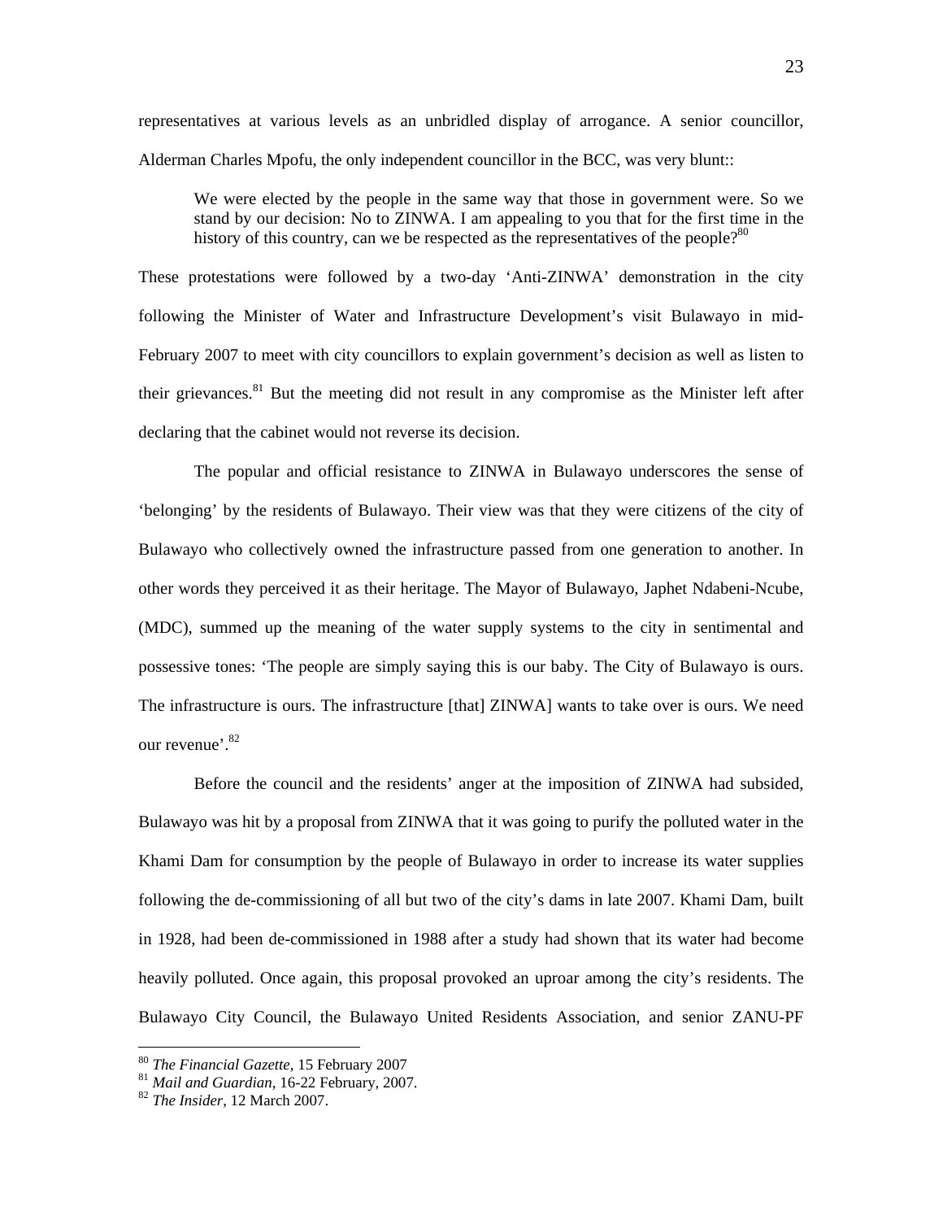representatives at various levels as an unbridled display of arrogance. A senior councillor, Alderman Charles Mpofu, the only independent councillor in the BCC, was very blunt::

> We were elected by the people in the same way that those in government were. So we stand by our decision: No to ZINWA. I am appealing to you that for the first time in the history of this country, can we be respected as the representatives of the people?[80]

These protestations were followed by a two-day 'Anti-ZINWA' demonstration in the city following the Minister of Water and Infrastructure Development's visit Bulawayo in mid-February 2007 to meet with city councillors to explain government's decision as well as listen to their grievances.[81] But the meeting did not result in any compromise as the Minister left after declaring that the cabinet would not reverse its decision.

The popular and official resistance to ZINWA in Bulawayo underscores the sense of 'belonging' by the residents of Bulawayo. Their view was that they were citizens of the city of Bulawayo who collectively owned the infrastructure passed from one generation to another. In other words they perceived it as their heritage. The Mayor of Bulawayo, Japhet Ndabeni-Ncube, (MDC), summed up the meaning of the water supply systems to the city in sentimental and possessive tones: 'The people are simply saying this is our baby. The City of Bulawayo is ours. The infrastructure is ours. The infrastructure [that] ZINWA] wants to take over is ours. We need our revenue'.[82]

Before the council and the residents' anger at the imposition of ZINWA had subsided, Bulawayo was hit by a proposal from ZINWA that it was going to purify the polluted water in the Khami Dam for consumption by the people of Bulawayo in order to increase its water supplies following the de-commissioning of all but two of the city's dams in late 2007. Khami Dam, built in 1928, had been de-commissioned in 1988 after a study had shown that its water had become heavily polluted. Once again, this proposal provoked an uproar among the city's residents. The Bulawayo City Council, the Bulawayo United Residents Association, and senior ZANU-PF

---

[80] *The Financial Gazette*, 15 February 2007

[81] *Mail and Guardian*, 16-22 February, 2007.

[82] *The Insider*, 12 March 2007.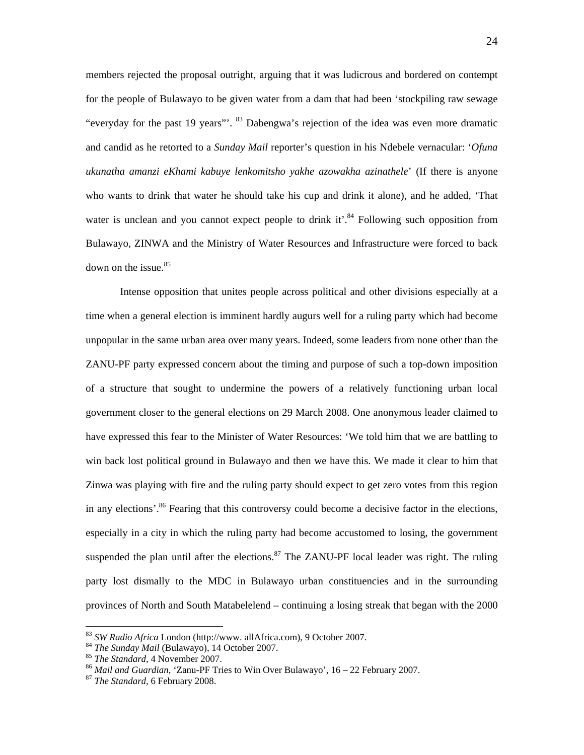members rejected the proposal outright, arguing that it was ludicrous and bordered on contempt for the people of Bulawayo to be given water from a dam that had been 'stockpiling raw sewage "everyday for the past 19 years"'. [83] Dabengwa's rejection of the idea was even more dramatic and candid as he retorted to a *Sunday Mail* reporter's question in his Ndebele vernacular: '*Ofuna ukunatha amanzi eKhami kabuye lenkomitsho yakhe azowakha azinathele*' (If there is anyone who wants to drink that water he should take his cup and drink it alone), and he added, 'That water is unclean and you cannot expect people to drink it'.[84] Following such opposition from Bulawayo, ZINWA and the Ministry of Water Resources and Infrastructure were forced to back down on the issue.[85]

Intense opposition that unites people across political and other divisions especially at a time when a general election is imminent hardly augurs well for a ruling party which had become unpopular in the same urban area over many years. Indeed, some leaders from none other than the ZANU-PF party expressed concern about the timing and purpose of such a top-down imposition of a structure that sought to undermine the powers of a relatively functioning urban local government closer to the general elections on 29 March 2008. One anonymous leader claimed to have expressed this fear to the Minister of Water Resources: 'We told him that we are battling to win back lost political ground in Bulawayo and then we have this. We made it clear to him that Zinwa was playing with fire and the ruling party should expect to get zero votes from this region in any elections'.[86] Fearing that this controversy could become a decisive factor in the elections, especially in a city in which the ruling party had become accustomed to losing, the government suspended the plan until after the elections.[87] The ZANU-PF local leader was right. The ruling party lost dismally to the MDC in Bulawayo urban constituencies and in the surrounding provinces of North and South Matabelelend – continuing a losing streak that began with the 2000

---

[83] *SW Radio Africa* London (http://www. allAfrica.com), 9 October 2007.

[84] *The Sunday Mail* (Bulawayo), 14 October 2007.

[85] *The Standard*, 4 November 2007.

[86] *Mail and Guardian*, 'Zanu-PF Tries to Win Over Bulawayo', 16 – 22 February 2007.

[87] *The Standard*, 6 February 2008.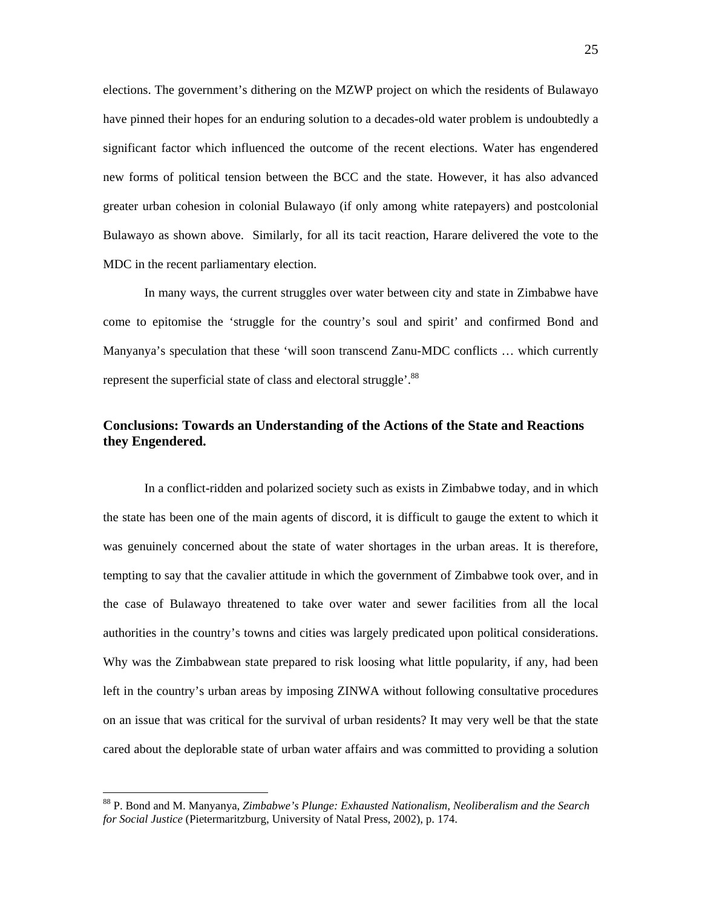elections. The government's dithering on the MZWP project on which the residents of Bulawayo have pinned their hopes for an enduring solution to a decades-old water problem is undoubtedly a significant factor which influenced the outcome of the recent elections. Water has engendered new forms of political tension between the BCC and the state. However, it has also advanced greater urban cohesion in colonial Bulawayo (if only among white ratepayers) and postcolonial Bulawayo as shown above. Similarly, for all its tacit reaction, Harare delivered the vote to the MDC in the recent parliamentary election.

In many ways, the current struggles over water between city and state in Zimbabwe have come to epitomise the 'struggle for the country's soul and spirit' and confirmed Bond and Manyanya's speculation that these 'will soon transcend Zanu-MDC conflicts … which currently represent the superficial state of class and electoral struggle'.[88]

## Conclusions: Towards an Understanding of the Actions of the State and Reactions they Engendered.

In a conflict-ridden and polarized society such as exists in Zimbabwe today, and in which the state has been one of the main agents of discord, it is difficult to gauge the extent to which it was genuinely concerned about the state of water shortages in the urban areas. It is therefore, tempting to say that the cavalier attitude in which the government of Zimbabwe took over, and in the case of Bulawayo threatened to take over water and sewer facilities from all the local authorities in the country's towns and cities was largely predicated upon political considerations. Why was the Zimbabwean state prepared to risk loosing what little popularity, if any, had been left in the country's urban areas by imposing ZINWA without following consultative procedures on an issue that was critical for the survival of urban residents? It may very well be that the state cared about the deplorable state of urban water affairs and was committed to providing a solution

---

[88] P. Bond and M. Manyanya, *Zimbabwe's Plunge: Exhausted Nationalism, Neoliberalism and the Search for Social Justice* (Pietermaritzburg, University of Natal Press, 2002), p. 174.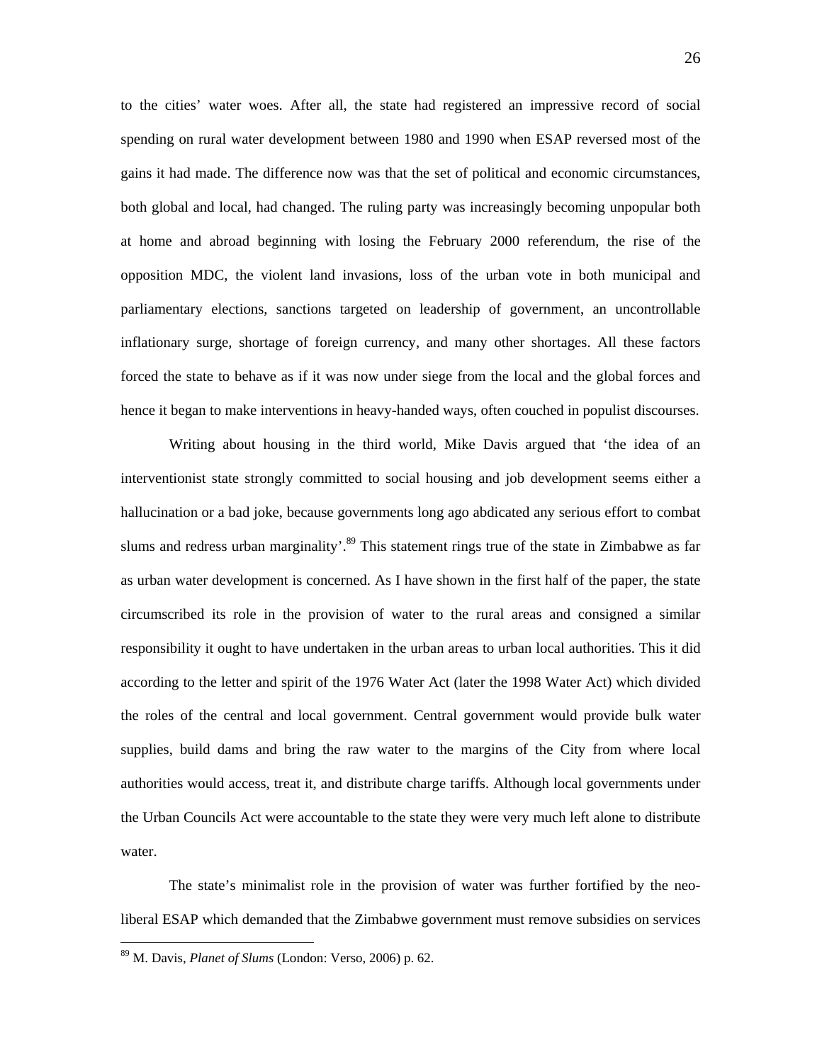to the cities' water woes. After all, the state had registered an impressive record of social spending on rural water development between 1980 and 1990 when ESAP reversed most of the gains it had made. The difference now was that the set of political and economic circumstances, both global and local, had changed. The ruling party was increasingly becoming unpopular both at home and abroad beginning with losing the February 2000 referendum, the rise of the opposition MDC, the violent land invasions, loss of the urban vote in both municipal and parliamentary elections, sanctions targeted on leadership of government, an uncontrollable inflationary surge, shortage of foreign currency, and many other shortages. All these factors forced the state to behave as if it was now under siege from the local and the global forces and hence it began to make interventions in heavy-handed ways, often couched in populist discourses.

Writing about housing in the third world, Mike Davis argued that 'the idea of an interventionist state strongly committed to social housing and job development seems either a hallucination or a bad joke, because governments long ago abdicated any serious effort to combat slums and redress urban marginality'.[89] This statement rings true of the state in Zimbabwe as far as urban water development is concerned. As I have shown in the first half of the paper, the state circumscribed its role in the provision of water to the rural areas and consigned a similar responsibility it ought to have undertaken in the urban areas to urban local authorities. This it did according to the letter and spirit of the 1976 Water Act (later the 1998 Water Act) which divided the roles of the central and local government. Central government would provide bulk water supplies, build dams and bring the raw water to the margins of the City from where local authorities would access, treat it, and distribute charge tariffs. Although local governments under the Urban Councils Act were accountable to the state they were very much left alone to distribute water.

The state's minimalist role in the provision of water was further fortified by the neo-liberal ESAP which demanded that the Zimbabwe government must remove subsidies on services

[89] M. Davis, *Planet of Slums* (London: Verso, 2006) p. 62.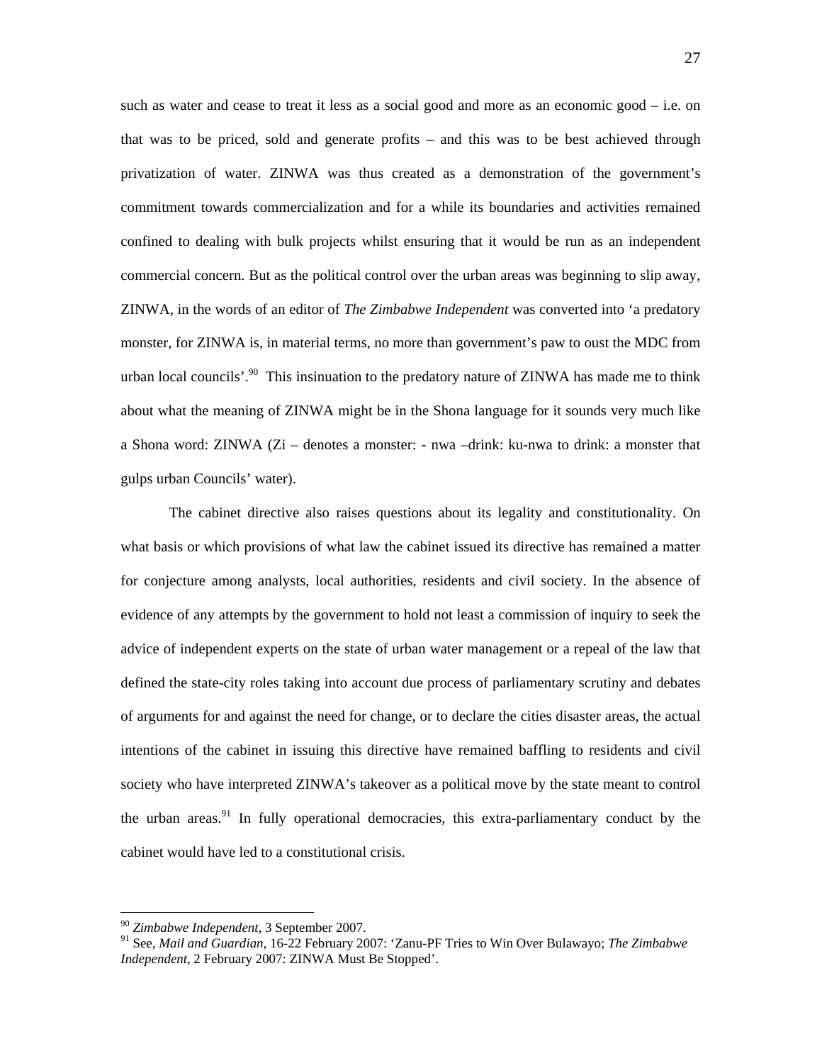such as water and cease to treat it less as a social good and more as an economic good – i.e. on that was to be priced, sold and generate profits – and this was to be best achieved through privatization of water. ZINWA was thus created as a demonstration of the government's commitment towards commercialization and for a while its boundaries and activities remained confined to dealing with bulk projects whilst ensuring that it would be run as an independent commercial concern. But as the political control over the urban areas was beginning to slip away, ZINWA, in the words of an editor of *The Zimbabwe Independent* was converted into 'a predatory monster, for ZINWA is, in material terms, no more than government's paw to oust the MDC from urban local councils'.[90] This insinuation to the predatory nature of ZINWA has made me to think about what the meaning of ZINWA might be in the Shona language for it sounds very much like a Shona word: ZINWA (Zi – denotes a monster: - nwa –drink: ku-nwa to drink: a monster that gulps urban Councils' water).

The cabinet directive also raises questions about its legality and constitutionality. On what basis or which provisions of what law the cabinet issued its directive has remained a matter for conjecture among analysts, local authorities, residents and civil society. In the absence of evidence of any attempts by the government to hold not least a commission of inquiry to seek the advice of independent experts on the state of urban water management or a repeal of the law that defined the state-city roles taking into account due process of parliamentary scrutiny and debates of arguments for and against the need for change, or to declare the cities disaster areas, the actual intentions of the cabinet in issuing this directive have remained baffling to residents and civil society who have interpreted ZINWA's takeover as a political move by the state meant to control the urban areas.[91] In fully operational democracies, this extra-parliamentary conduct by the cabinet would have led to a constitutional crisis.

---

[90] *Zimbabwe Independent*, 3 September 2007.

[91] See, *Mail and Guardian*, 16-22 February 2007: 'Zanu-PF Tries to Win Over Bulawayo; *The Zimbabwe Independent*, 2 February 2007: ZINWA Must Be Stopped'.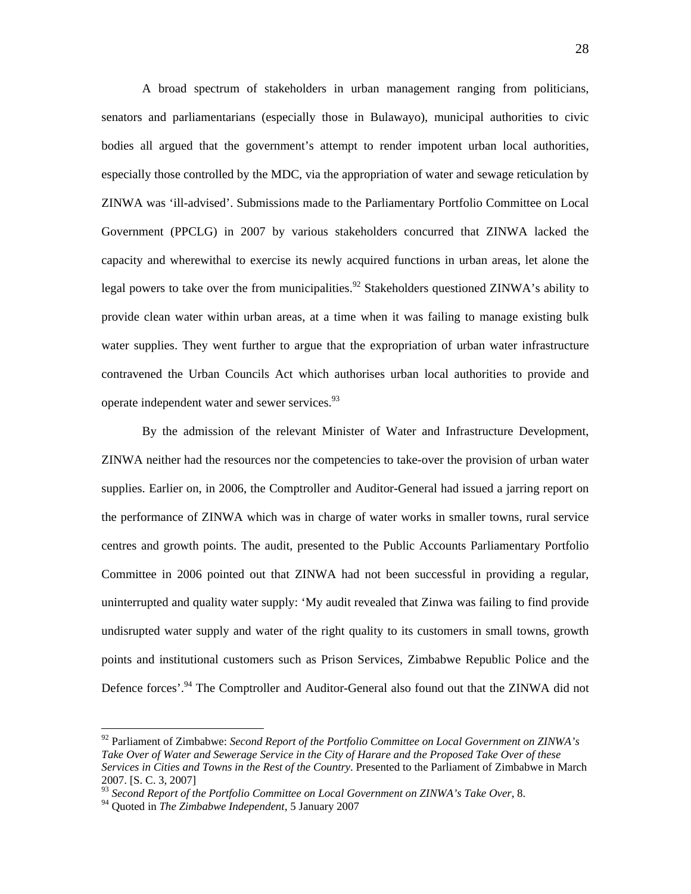A broad spectrum of stakeholders in urban management ranging from politicians, senators and parliamentarians (especially those in Bulawayo), municipal authorities to civic bodies all argued that the government's attempt to render impotent urban local authorities, especially those controlled by the MDC, via the appropriation of water and sewage reticulation by ZINWA was 'ill-advised'. Submissions made to the Parliamentary Portfolio Committee on Local Government (PPCLG) in 2007 by various stakeholders concurred that ZINWA lacked the capacity and wherewithal to exercise its newly acquired functions in urban areas, let alone the legal powers to take over the from municipalities.[92] Stakeholders questioned ZINWA's ability to provide clean water within urban areas, at a time when it was failing to manage existing bulk water supplies. They went further to argue that the expropriation of urban water infrastructure contravened the Urban Councils Act which authorises urban local authorities to provide and operate independent water and sewer services.[93]

By the admission of the relevant Minister of Water and Infrastructure Development, ZINWA neither had the resources nor the competencies to take-over the provision of urban water supplies. Earlier on, in 2006, the Comptroller and Auditor-General had issued a jarring report on the performance of ZINWA which was in charge of water works in smaller towns, rural service centres and growth points. The audit, presented to the Public Accounts Parliamentary Portfolio Committee in 2006 pointed out that ZINWA had not been successful in providing a regular, uninterrupted and quality water supply: 'My audit revealed that Zinwa was failing to find provide undisrupted water supply and water of the right quality to its customers in small towns, growth points and institutional customers such as Prison Services, Zimbabwe Republic Police and the Defence forces'.[94] The Comptroller and Auditor-General also found out that the ZINWA did not

---

[92] Parliament of Zimbabwe: *Second Report of the Portfolio Committee on Local Government on ZINWA's Take Over of Water and Sewerage Service in the City of Harare and the Proposed Take Over of these Services in Cities and Towns in the Rest of the Country*. Presented to the Parliament of Zimbabwe in March 2007. [S. C. 3, 2007]

[93] *Second Report of the Portfolio Committee on Local Government on ZINWA's Take Over*, 8.

[94] Quoted in *The Zimbabwe Independent*, 5 January 2007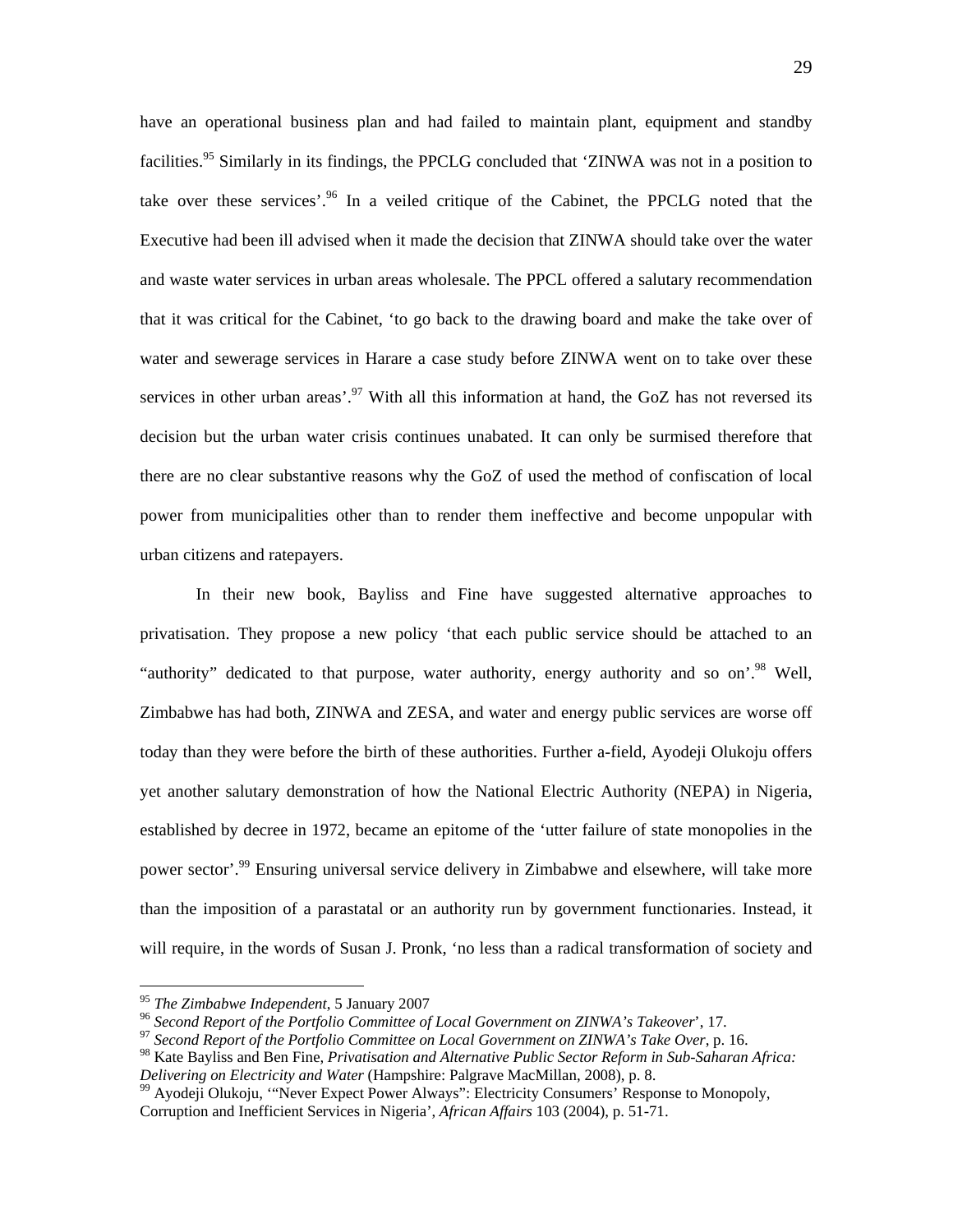have an operational business plan and had failed to maintain plant, equipment and standby facilities.[95] Similarly in its findings, the PPCLG concluded that 'ZINWA was not in a position to take over these services'.[96] In a veiled critique of the Cabinet, the PPCLG noted that the Executive had been ill advised when it made the decision that ZINWA should take over the water and waste water services in urban areas wholesale. The PPCL offered a salutary recommendation that it was critical for the Cabinet, 'to go back to the drawing board and make the take over of water and sewerage services in Harare a case study before ZINWA went on to take over these services in other urban areas'.[97] With all this information at hand, the GoZ has not reversed its decision but the urban water crisis continues unabated. It can only be surmised therefore that there are no clear substantive reasons why the GoZ of used the method of confiscation of local power from municipalities other than to render them ineffective and become unpopular with urban citizens and ratepayers.

In their new book, Bayliss and Fine have suggested alternative approaches to privatisation. They propose a new policy 'that each public service should be attached to an "authority" dedicated to that purpose, water authority, energy authority and so on'.[98] Well, Zimbabwe has had both, ZINWA and ZESA, and water and energy public services are worse off today than they were before the birth of these authorities. Further a-field, Ayodeji Olukoju offers yet another salutary demonstration of how the National Electric Authority (NEPA) in Nigeria, established by decree in 1972, became an epitome of the 'utter failure of state monopolies in the power sector'.[99] Ensuring universal service delivery in Zimbabwe and elsewhere, will take more than the imposition of a parastatal or an authority run by government functionaries. Instead, it will require, in the words of Susan J. Pronk, 'no less than a radical transformation of society and

---

[95] *The Zimbabwe Independent*, 5 January 2007

[96] *Second Report of the Portfolio Committee of Local Government on ZINWA's Takeover*', 17.

[97] *Second Report of the Portfolio Committee on Local Government on ZINWA's Take Over*, p. 16.

[98] Kate Bayliss and Ben Fine, *Privatisation and Alternative Public Sector Reform in Sub-Saharan Africa: Delivering on Electricity and Water* (Hampshire: Palgrave MacMillan, 2008), p. 8.

[99] Ayodeji Olukoju, '"Never Expect Power Always": Electricity Consumers' Response to Monopoly, Corruption and Inefficient Services in Nigeria', *African Affairs* 103 (2004), p. 51-71.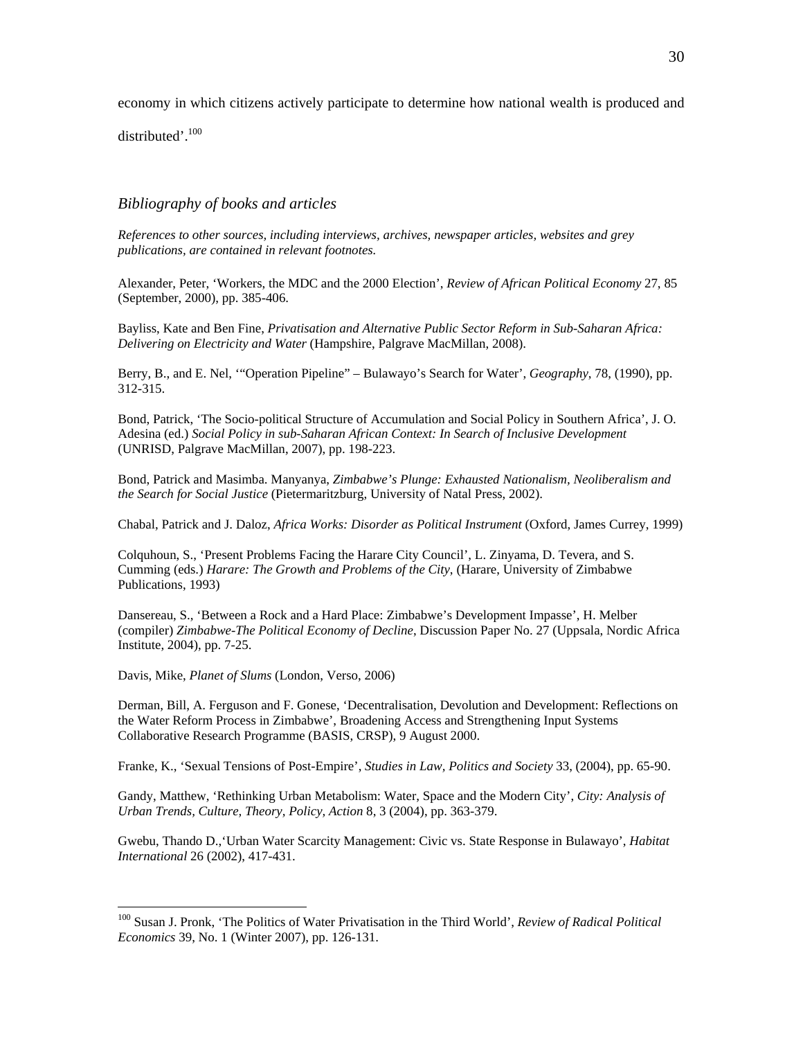economy in which citizens actively participate to determine how national wealth is produced and distributed'.[100]

## *Bibliography of books and articles*

*References to other sources, including interviews, archives, newspaper articles, websites and grey publications, are contained in relevant footnotes.*

Alexander, Peter, 'Workers, the MDC and the 2000 Election', *Review of African Political Economy* 27, 85 (September, 2000), pp. 385-406.

Bayliss, Kate and Ben Fine, *Privatisation and Alternative Public Sector Reform in Sub-Saharan Africa: Delivering on Electricity and Water* (Hampshire, Palgrave MacMillan, 2008).

Berry, B., and E. Nel, '"Operation Pipeline" – Bulawayo's Search for Water', *Geography*, 78, (1990), pp. 312-315.

Bond, Patrick, 'The Socio-political Structure of Accumulation and Social Policy in Southern Africa', J. O. Adesina (ed.) *Social Policy in sub-Saharan African Context: In Search of Inclusive Development* (UNRISD, Palgrave MacMillan, 2007), pp. 198-223.

Bond, Patrick and Masimba. Manyanya, *Zimbabwe's Plunge: Exhausted Nationalism, Neoliberalism and the Search for Social Justice* (Pietermaritzburg, University of Natal Press, 2002).

Chabal, Patrick and J. Daloz, *Africa Works: Disorder as Political Instrument* (Oxford, James Currey, 1999)

Colquhoun, S., 'Present Problems Facing the Harare City Council', L. Zinyama, D. Tevera, and S. Cumming (eds.) *Harare: The Growth and Problems of the City*, (Harare, University of Zimbabwe Publications, 1993)

Dansereau, S., 'Between a Rock and a Hard Place: Zimbabwe's Development Impasse', H. Melber (compiler) *Zimbabwe-The Political Economy of Decline*, Discussion Paper No. 27 (Uppsala, Nordic Africa Institute, 2004), pp. 7-25.

Davis, Mike, *Planet of Slums* (London, Verso, 2006)

Derman, Bill, A. Ferguson and F. Gonese, 'Decentralisation, Devolution and Development: Reflections on the Water Reform Process in Zimbabwe', Broadening Access and Strengthening Input Systems Collaborative Research Programme (BASIS, CRSP), 9 August 2000.

Franke, K., 'Sexual Tensions of Post-Empire', *Studies in Law, Politics and Society* 33, (2004), pp. 65-90.

Gandy, Matthew, 'Rethinking Urban Metabolism: Water, Space and the Modern City', *City: Analysis of Urban Trends, Culture, Theory, Policy, Action* 8, 3 (2004), pp. 363-379.

Gwebu, Thando D.,'Urban Water Scarcity Management: Civic vs. State Response in Bulawayo', *Habitat International* 26 (2002), 417-431.

[100] Susan J. Pronk, 'The Politics of Water Privatisation in the Third World', *Review of Radical Political Economics* 39, No. 1 (Winter 2007), pp. 126-131.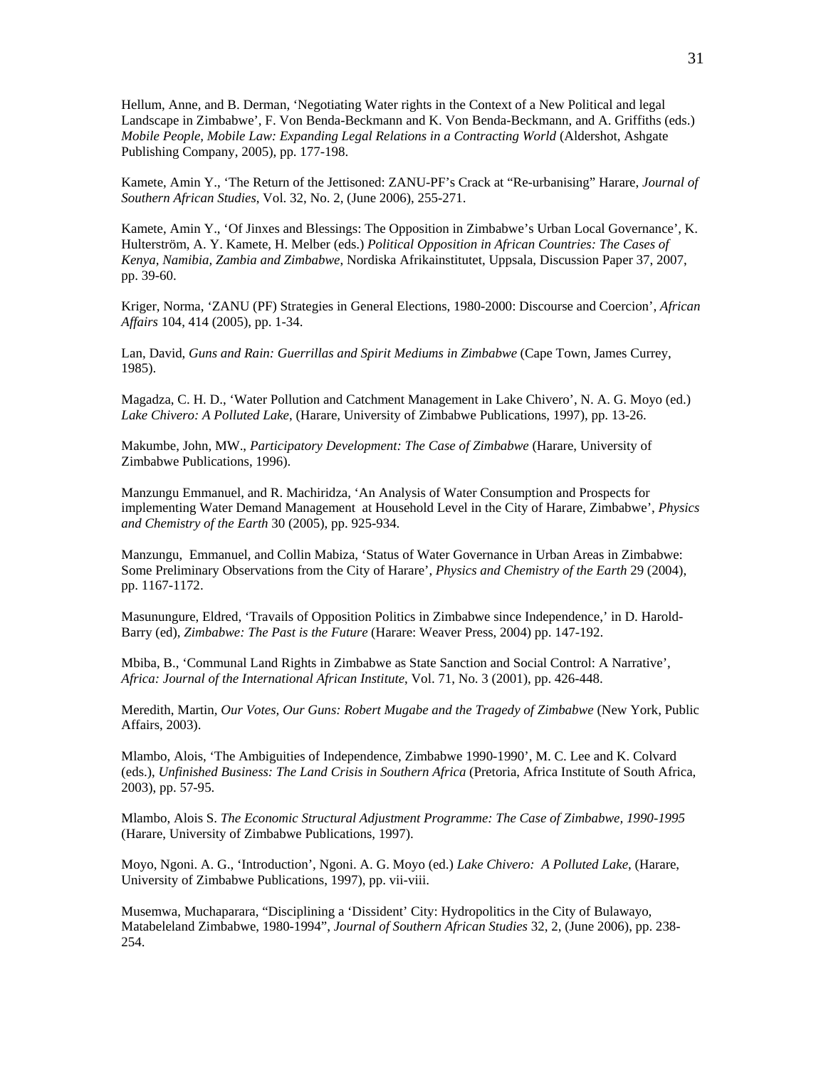Hellum, Anne, and B. Derman, 'Negotiating Water rights in the Context of a New Political and legal Landscape in Zimbabwe', F. Von Benda-Beckmann and K. Von Benda-Beckmann, and A. Griffiths (eds.) *Mobile People, Mobile Law: Expanding Legal Relations in a Contracting World* (Aldershot, Ashgate Publishing Company, 2005), pp. 177-198.

Kamete, Amin Y., 'The Return of the Jettisoned: ZANU-PF's Crack at "Re-urbanising" Harare, *Journal of Southern African Studies*, Vol. 32, No. 2, (June 2006), 255-271.

Kamete, Amin Y., 'Of Jinxes and Blessings: The Opposition in Zimbabwe's Urban Local Governance', K. Hulterström, A. Y. Kamete, H. Melber (eds.) *Political Opposition in African Countries: The Cases of Kenya, Namibia, Zambia and Zimbabwe*, Nordiska Afrikainstitutet, Uppsala, Discussion Paper 37, 2007, pp. 39-60.

Kriger, Norma, 'ZANU (PF) Strategies in General Elections, 1980-2000: Discourse and Coercion', *African Affairs* 104, 414 (2005), pp. 1-34.

Lan, David, *Guns and Rain: Guerrillas and Spirit Mediums in Zimbabwe* (Cape Town, James Currey, 1985).

Magadza, C. H. D., 'Water Pollution and Catchment Management in Lake Chivero', N. A. G. Moyo (ed.) *Lake Chivero: A Polluted Lake*, (Harare, University of Zimbabwe Publications, 1997), pp. 13-26.

Makumbe, John, MW., *Participatory Development: The Case of Zimbabwe* (Harare, University of Zimbabwe Publications, 1996).

Manzungu Emmanuel, and R. Machiridza, 'An Analysis of Water Consumption and Prospects for implementing Water Demand Management at Household Level in the City of Harare, Zimbabwe', *Physics and Chemistry of the Earth* 30 (2005), pp. 925-934.

Manzungu, Emmanuel, and Collin Mabiza, 'Status of Water Governance in Urban Areas in Zimbabwe: Some Preliminary Observations from the City of Harare', *Physics and Chemistry of the Earth* 29 (2004), pp. 1167-1172.

Masunungure, Eldred, 'Travails of Opposition Politics in Zimbabwe since Independence,' in D. Harold-Barry (ed), *Zimbabwe: The Past is the Future* (Harare: Weaver Press, 2004) pp. 147-192.

Mbiba, B., 'Communal Land Rights in Zimbabwe as State Sanction and Social Control: A Narrative', *Africa: Journal of the International African Institute*, Vol. 71, No. 3 (2001), pp. 426-448.

Meredith, Martin, *Our Votes, Our Guns: Robert Mugabe and the Tragedy of Zimbabwe* (New York, Public Affairs, 2003).

Mlambo, Alois, 'The Ambiguities of Independence, Zimbabwe 1990-1990', M. C. Lee and K. Colvard (eds.), *Unfinished Business: The Land Crisis in Southern Africa* (Pretoria, Africa Institute of South Africa, 2003), pp. 57-95.

Mlambo, Alois S. *The Economic Structural Adjustment Programme: The Case of Zimbabwe, 1990-1995* (Harare, University of Zimbabwe Publications, 1997).

Moyo, Ngoni. A. G., 'Introduction', Ngoni. A. G. Moyo (ed.) *Lake Chivero: A Polluted Lake*, (Harare, University of Zimbabwe Publications, 1997), pp. vii-viii.

Musemwa, Muchaparara, "Disciplining a 'Dissident' City: Hydropolitics in the City of Bulawayo, Matabeleland Zimbabwe, 1980-1994", *Journal of Southern African Studies* 32, 2, (June 2006), pp. 238-254.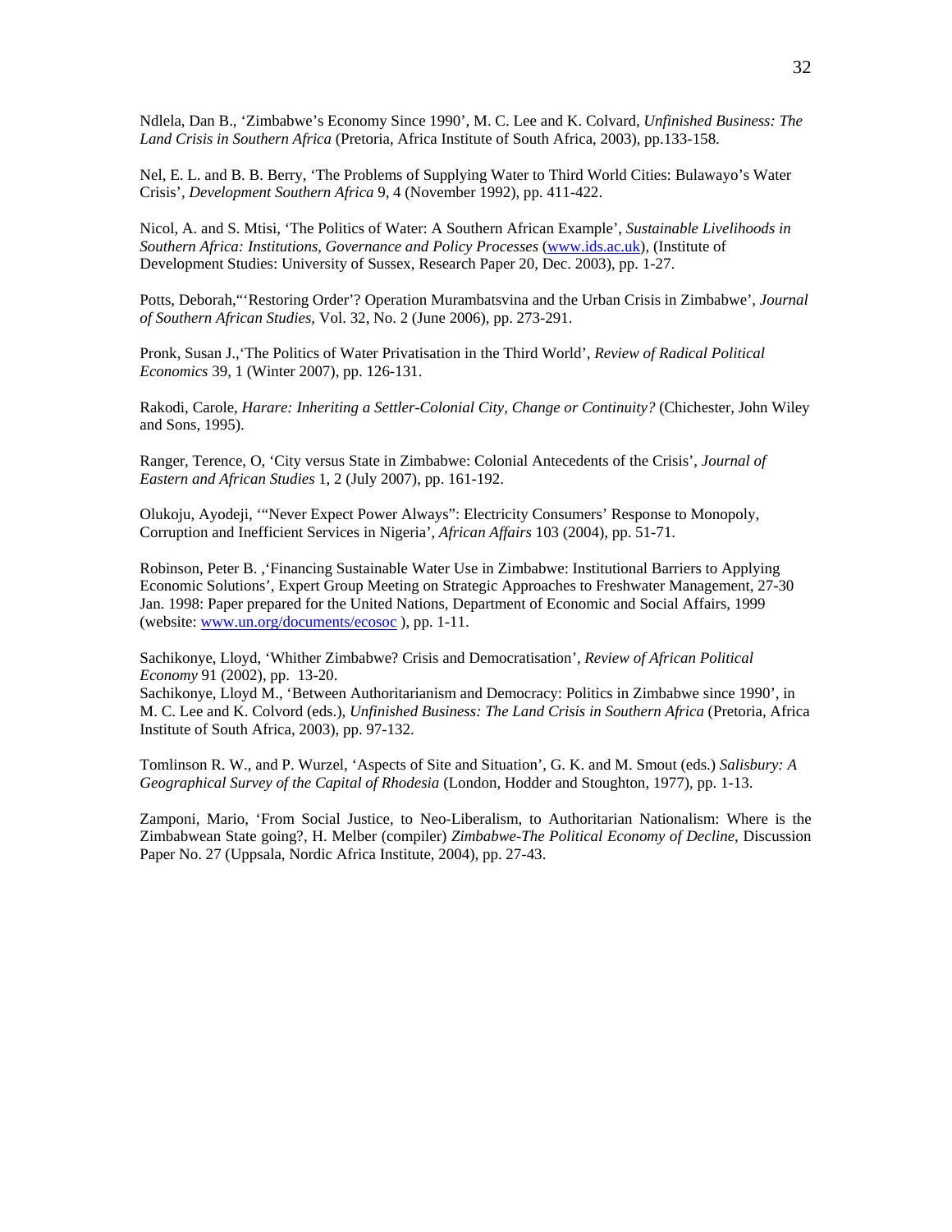Ndlela, Dan B., 'Zimbabwe's Economy Since 1990', M. C. Lee and K. Colvard, *Unfinished Business: The Land Crisis in Southern Africa* (Pretoria, Africa Institute of South Africa, 2003), pp.133-158.

Nel, E. L. and B. B. Berry, 'The Problems of Supplying Water to Third World Cities: Bulawayo's Water Crisis', *Development Southern Africa* 9, 4 (November 1992), pp. 411-422.

Nicol, A. and S. Mtisi, 'The Politics of Water: A Southern African Example', *Sustainable Livelihoods in Southern Africa: Institutions, Governance and Policy Processes* (www.ids.ac.uk), (Institute of Development Studies: University of Sussex, Research Paper 20, Dec. 2003), pp. 1-27.

Potts, Deborah,"'Restoring Order'? Operation Murambatsvina and the Urban Crisis in Zimbabwe', *Journal of Southern African Studies*, Vol. 32, No. 2 (June 2006), pp. 273-291.

Pronk, Susan J.,'The Politics of Water Privatisation in the Third World', *Review of Radical Political Economics* 39, 1 (Winter 2007), pp. 126-131.

Rakodi, Carole, *Harare: Inheriting a Settler-Colonial City, Change or Continuity?* (Chichester, John Wiley and Sons, 1995).

Ranger, Terence, O, 'City versus State in Zimbabwe: Colonial Antecedents of the Crisis', *Journal of Eastern and African Studies* 1, 2 (July 2007), pp. 161-192.

Olukoju, Ayodeji, '"Never Expect Power Always": Electricity Consumers' Response to Monopoly, Corruption and Inefficient Services in Nigeria', *African Affairs* 103 (2004), pp. 51-71.

Robinson, Peter B. ,'Financing Sustainable Water Use in Zimbabwe: Institutional Barriers to Applying Economic Solutions', Expert Group Meeting on Strategic Approaches to Freshwater Management, 27-30 Jan. 1998: Paper prepared for the United Nations, Department of Economic and Social Affairs, 1999 (website: www.un.org/documents/ecosoc ), pp. 1-11.

Sachikonye, Lloyd, 'Whither Zimbabwe? Crisis and Democratisation', *Review of African Political Economy* 91 (2002), pp. 13-20.
Sachikonye, Lloyd M., 'Between Authoritarianism and Democracy: Politics in Zimbabwe since 1990', in M. C. Lee and K. Colvord (eds.), *Unfinished Business: The Land Crisis in Southern Africa* (Pretoria, Africa Institute of South Africa, 2003), pp. 97-132.

Tomlinson R. W., and P. Wurzel, 'Aspects of Site and Situation', G. K. and M. Smout (eds.) *Salisbury: A Geographical Survey of the Capital of Rhodesia* (London, Hodder and Stoughton, 1977), pp. 1-13.

Zamponi, Mario, 'From Social Justice, to Neo-Liberalism, to Authoritarian Nationalism: Where is the Zimbabwean State going?, H. Melber (compiler) *Zimbabwe-The Political Economy of Decline*, Discussion Paper No. 27 (Uppsala, Nordic Africa Institute, 2004), pp. 27-43.